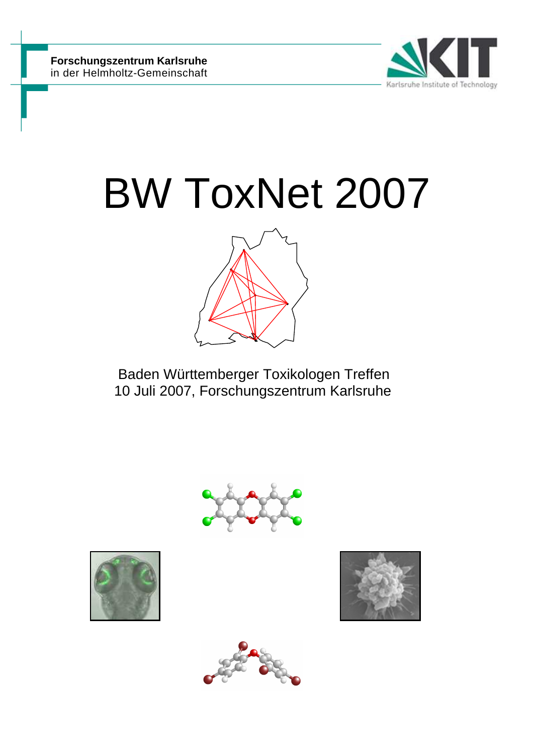**Forschungszentrum Karlsruhe**
in der Helmholtz-Gemeinschaft

Karlsruhe Institute of Technology

# BW ToxNet 2007

Baden Württemberger Toxikologen Treffen
10 Juli 2007, Forschungszentrum Karlsruhe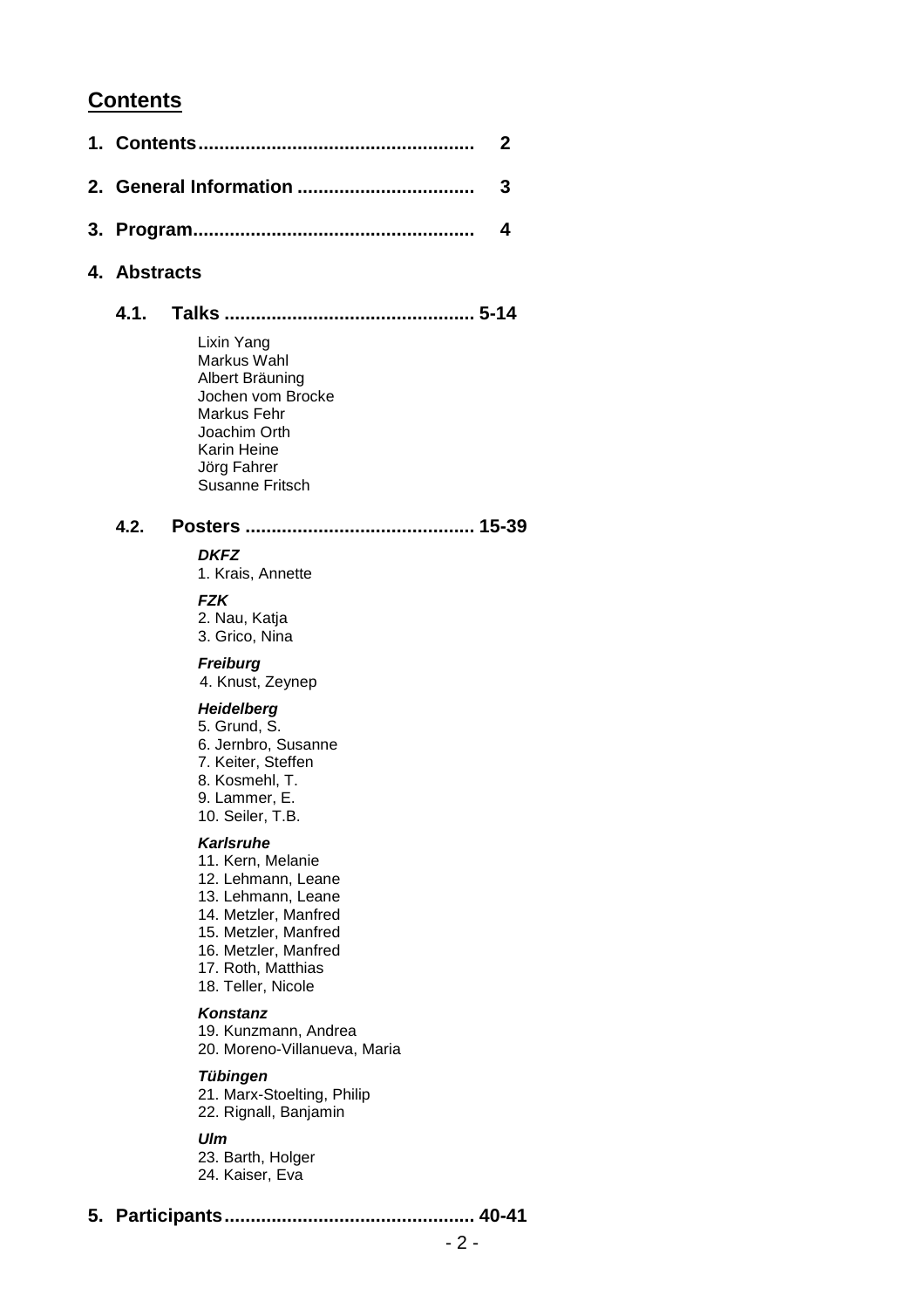## Contents

**1. Contents.................................................... 2**

**2. General Information .................................. 3**

**3. Program..................................................... 4**

**4. Abstracts**

**4.1. Talks ................................................ 5-14**

Lixin Yang
Markus Wahl
Albert Bräuning
Jochen vom Brocke
Markus Fehr
Joachim Orth
Karin Heine
Jörg Fahrer
Susanne Fritsch

**4.2. Posters ........................................... 15-39**

***DKFZ***

1. Krais, Annette

***FZK***

2. Nau, Katja
3. Grico, Nina

***Freiburg***

4. Knust, Zeynep

***Heidelberg***

5. Grund, S.
6. Jernbro, Susanne
7. Keiter, Steffen
8. Kosmehl, T.
9. Lammer, E.
10. Seiler, T.B.

***Karlsruhe***

11. Kern, Melanie
12. Lehmann, Leane
13. Lehmann, Leane
14. Metzler, Manfred
15. Metzler, Manfred
16. Metzler, Manfred
17. Roth, Matthias
18. Teller, Nicole

***Konstanz***

19. Kunzmann, Andrea
20. Moreno-Villanueva, Maria

***Tübingen***

21. Marx-Stoelting, Philip
22. Rignall, Banjamin

***Ulm***

23. Barth, Holger
24. Kaiser, Eva

**5. Participants................................................ 40-41**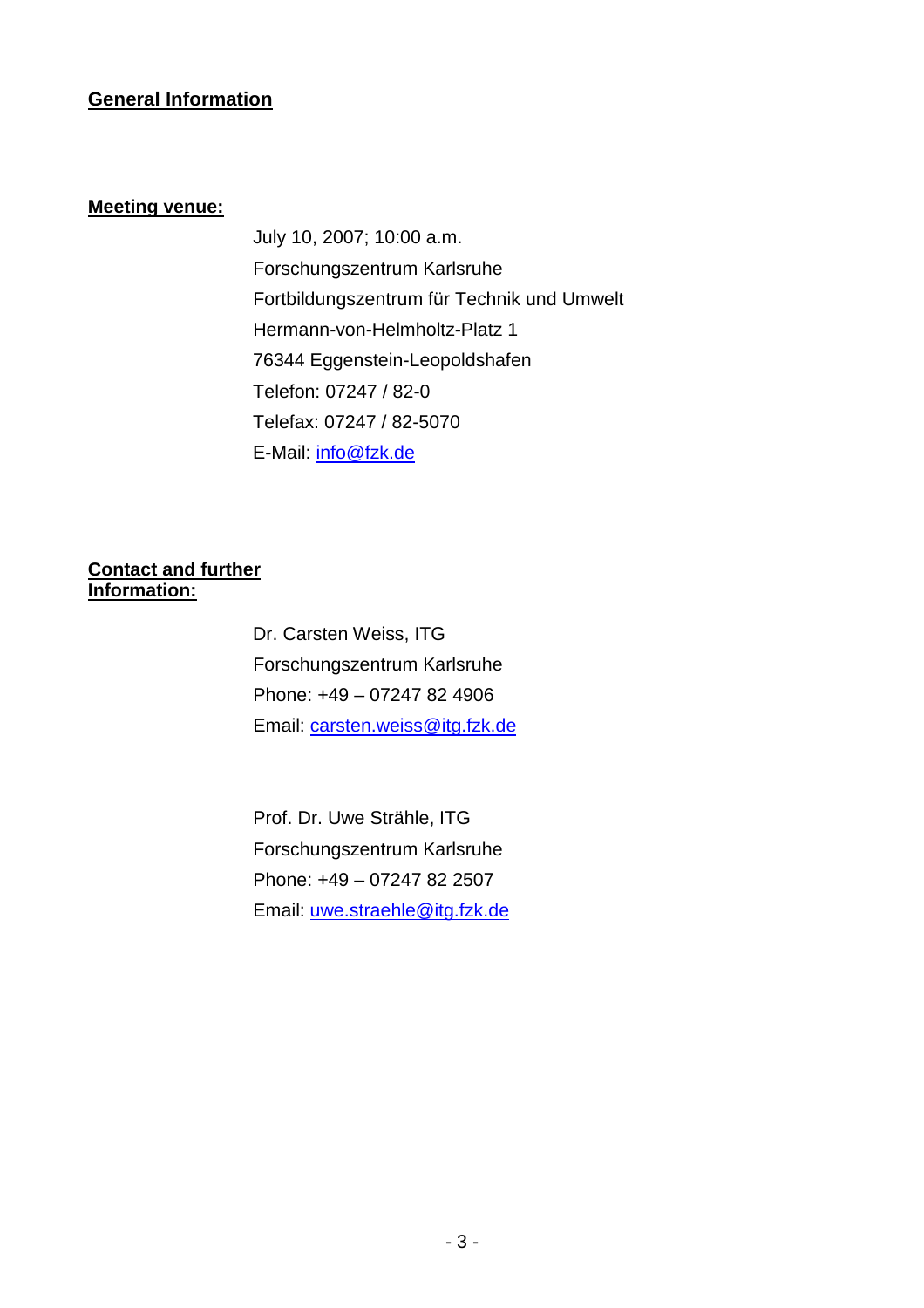## General Information

**Meeting venue:**

July 10, 2007; 10:00 a.m.
Forschungszentrum Karlsruhe
Fortbildungszentrum für Technik und Umwelt
Hermann-von-Helmholtz-Platz 1
76344 Eggenstein-Leopoldshafen
Telefon: 07247 / 82-0
Telefax: 07247 / 82-5070
E-Mail: info@fzk.de

**Contact and further Information:**

Dr. Carsten Weiss, ITG
Forschungszentrum Karlsruhe
Phone: +49 – 07247 82 4906
Email: carsten.weiss@itg.fzk.de

Prof. Dr. Uwe Strähle, ITG
Forschungszentrum Karlsruhe
Phone: +49 – 07247 82 2507
Email: uwe.straehle@itg.fzk.de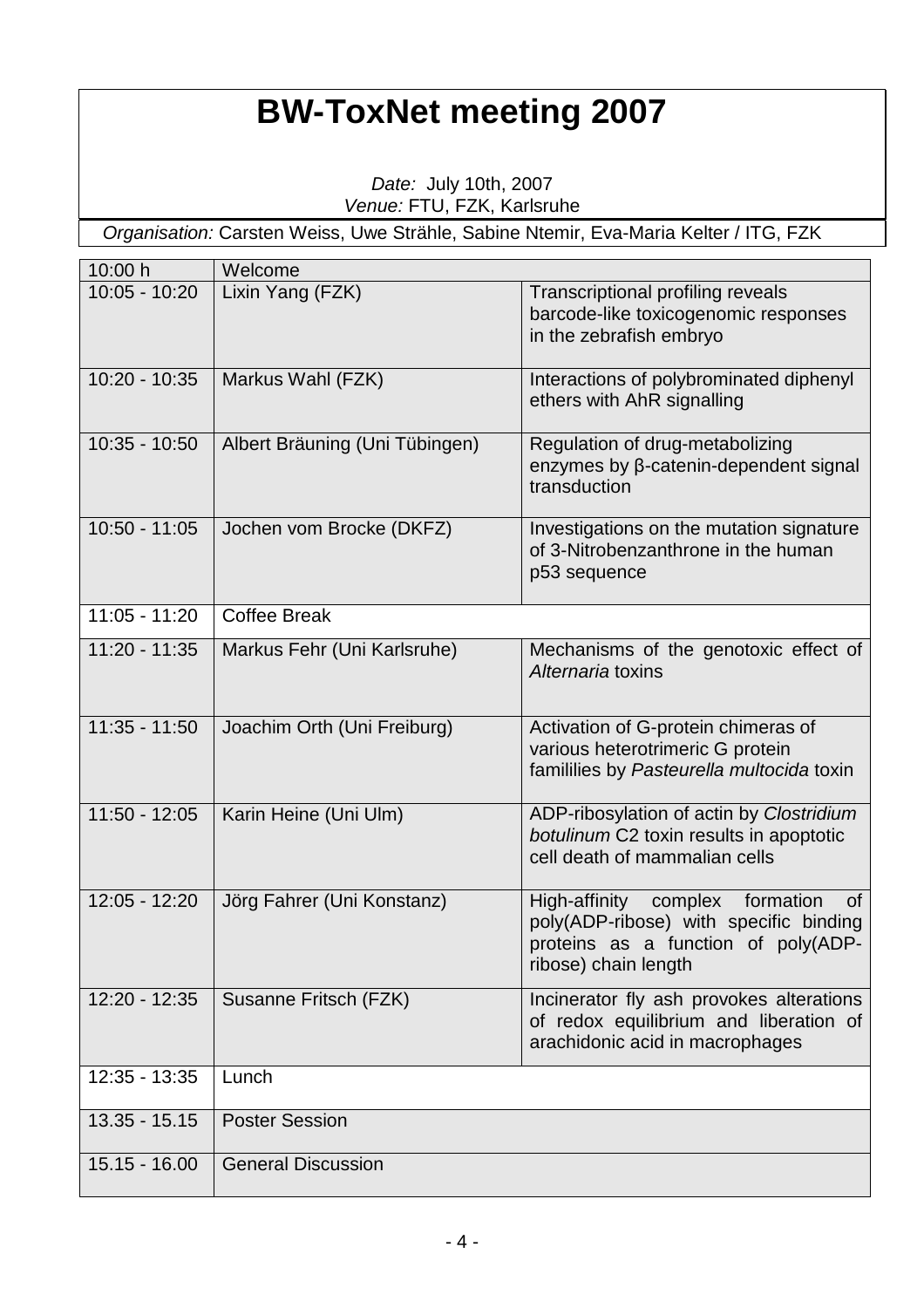# BW-ToxNet meeting 2007

*Date:* July 10th, 2007
*Venue:* FTU, FZK, Karlsruhe

*Organisation:* Carsten Weiss, Uwe Strähle, Sabine Ntemir, Eva-Maria Kelter / ITG, FZK

| | | |
|---|---|---|
| 10:00 h | Welcome | |
| 10:05 - 10:20 | Lixin Yang (FZK) | Transcriptional profiling reveals barcode-like toxicogenomic responses in the zebrafish embryo |
| 10:20 - 10:35 | Markus Wahl (FZK) | Interactions of polybrominated diphenyl ethers with AhR signalling |
| 10:35 - 10:50 | Albert Bräuning (Uni Tübingen) | Regulation of drug-metabolizing enzymes by β-catenin-dependent signal transduction |
| 10:50 - 11:05 | Jochen vom Brocke (DKFZ) | Investigations on the mutation signature of 3-Nitrobenzanthrone in the human p53 sequence |
| 11:05 - 11:20 | Coffee Break | |
| 11:20 - 11:35 | Markus Fehr (Uni Karlsruhe) | Mechanisms of the genotoxic effect of *Alternaria* toxins |
| 11:35 - 11:50 | Joachim Orth (Uni Freiburg) | Activation of G-protein chimeras of various heterotrimeric G protein famililies by *Pasteurella multocida* toxin |
| 11:50 - 12:05 | Karin Heine (Uni Ulm) | ADP-ribosylation of actin by *Clostridium botulinum* C2 toxin results in apoptotic cell death of mammalian cells |
| 12:05 - 12:20 | Jörg Fahrer (Uni Konstanz) | High-affinity complex formation of poly(ADP-ribose) with specific binding proteins as a function of poly(ADP-ribose) chain length |
| 12:20 - 12:35 | Susanne Fritsch (FZK) | Incinerator fly ash provokes alterations of redox equilibrium and liberation of arachidonic acid in macrophages |
| 12:35 - 13:35 | Lunch | |
| 13.35 - 15.15 | Poster Session | |
| 15.15 - 16.00 | General Discussion | |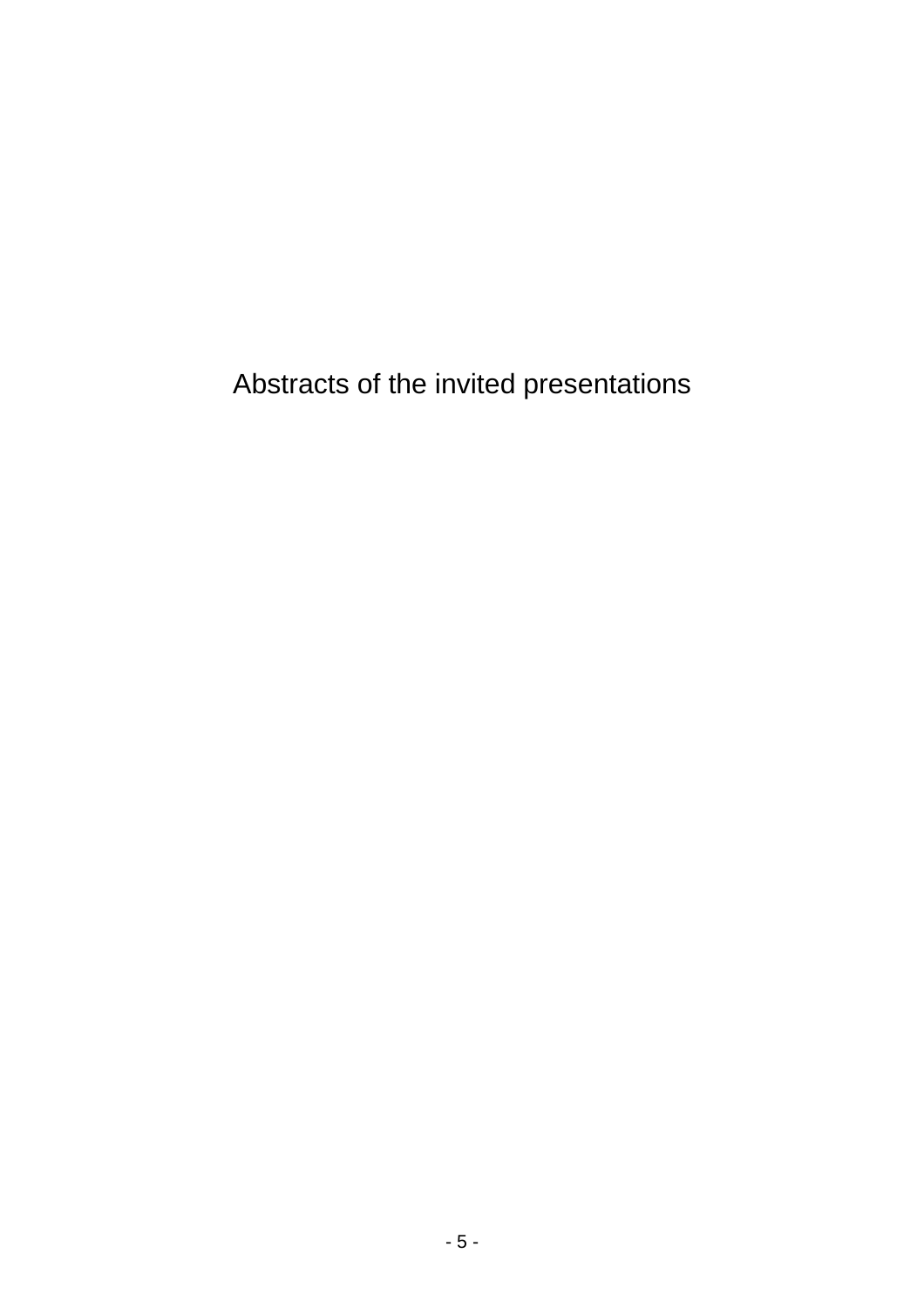# Abstracts of the invited presentations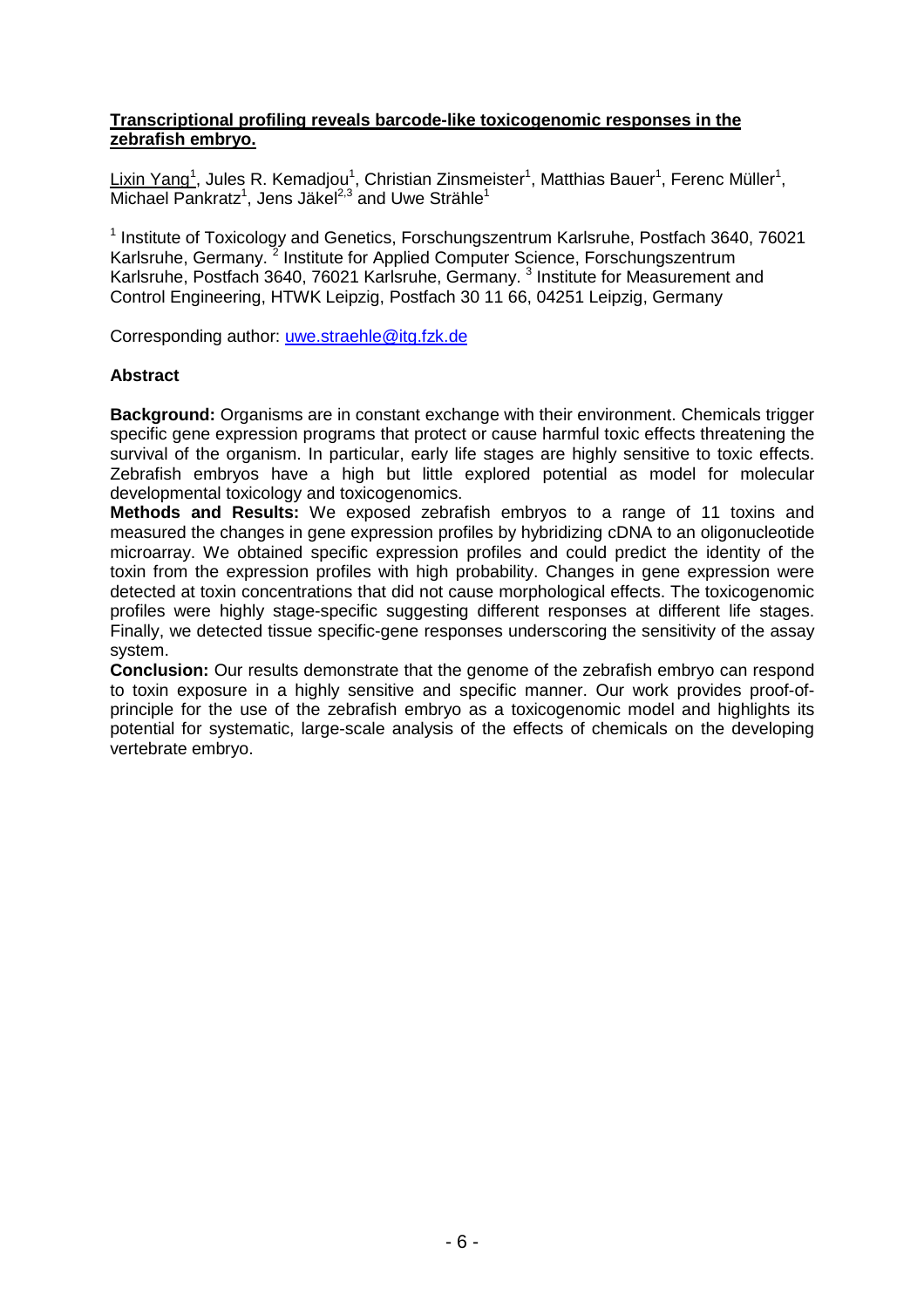# Transcriptional profiling reveals barcode-like toxicogenomic responses in the zebrafish embryo.

Lixin Yang[1], Jules R. Kemadjou[1], Christian Zinsmeister[1], Matthias Bauer[1], Ferenc Müller[1], Michael Pankratz[1], Jens Jäkel[2,3] and Uwe Strähle[1]

[1] Institute of Toxicology and Genetics, Forschungszentrum Karlsruhe, Postfach 3640, 76021 Karlsruhe, Germany. [2] Institute for Applied Computer Science, Forschungszentrum Karlsruhe, Postfach 3640, 76021 Karlsruhe, Germany. [3] Institute for Measurement and Control Engineering, HTWK Leipzig, Postfach 30 11 66, 04251 Leipzig, Germany

Corresponding author: uwe.straehle@itg.fzk.de

## Abstract

**Background:** Organisms are in constant exchange with their environment. Chemicals trigger specific gene expression programs that protect or cause harmful toxic effects threatening the survival of the organism. In particular, early life stages are highly sensitive to toxic effects. Zebrafish embryos have a high but little explored potential as model for molecular developmental toxicology and toxicogenomics.

**Methods and Results:** We exposed zebrafish embryos to a range of 11 toxins and measured the changes in gene expression profiles by hybridizing cDNA to an oligonucleotide microarray. We obtained specific expression profiles and could predict the identity of the toxin from the expression profiles with high probability. Changes in gene expression were detected at toxin concentrations that did not cause morphological effects. The toxicogenomic profiles were highly stage-specific suggesting different responses at different life stages. Finally, we detected tissue specific-gene responses underscoring the sensitivity of the assay system.

**Conclusion:** Our results demonstrate that the genome of the zebrafish embryo can respond to toxin exposure in a highly sensitive and specific manner. Our work provides proof-of-principle for the use of the zebrafish embryo as a toxicogenomic model and highlights its potential for systematic, large-scale analysis of the effects of chemicals on the developing vertebrate embryo.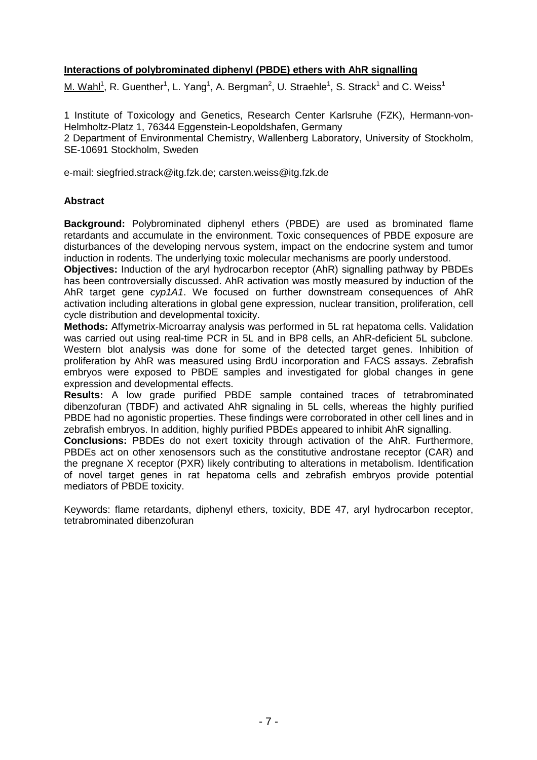## Interactions of polybrominated diphenyl (PBDE) ethers with AhR signalling

M. Wahl[1], R. Guenther[1], L. Yang[1], A. Bergman[2], U. Straehle[1], S. Strack[1] and C. Weiss[1]

1 Institute of Toxicology and Genetics, Research Center Karlsruhe (FZK), Hermann-von-Helmholtz-Platz 1, 76344 Eggenstein-Leopoldshafen, Germany
2 Department of Environmental Chemistry, Wallenberg Laboratory, University of Stockholm, SE-10691 Stockholm, Sweden

e-mail: siegfried.strack@itg.fzk.de; carsten.weiss@itg.fzk.de

### Abstract

**Background:** Polybrominated diphenyl ethers (PBDE) are used as brominated flame retardants and accumulate in the environment. Toxic consequences of PBDE exposure are disturbances of the developing nervous system, impact on the endocrine system and tumor induction in rodents. The underlying toxic molecular mechanisms are poorly understood.
**Objectives:** Induction of the aryl hydrocarbon receptor (AhR) signalling pathway by PBDEs has been controversially discussed. AhR activation was mostly measured by induction of the AhR target gene *cyp1A1*. We focused on further downstream consequences of AhR activation including alterations in global gene expression, nuclear transition, proliferation, cell cycle distribution and developmental toxicity.
**Methods:** Affymetrix-Microarray analysis was performed in 5L rat hepatoma cells. Validation was carried out using real-time PCR in 5L and in BP8 cells, an AhR-deficient 5L subclone. Western blot analysis was done for some of the detected target genes. Inhibition of proliferation by AhR was measured using BrdU incorporation and FACS assays. Zebrafish embryos were exposed to PBDE samples and investigated for global changes in gene expression and developmental effects.
**Results:** A low grade purified PBDE sample contained traces of tetrabrominated dibenzofuran (TBDF) and activated AhR signaling in 5L cells, whereas the highly purified PBDE had no agonistic properties. These findings were corroborated in other cell lines and in zebrafish embryos. In addition, highly purified PBDEs appeared to inhibit AhR signalling.
**Conclusions:** PBDEs do not exert toxicity through activation of the AhR. Furthermore, PBDEs act on other xenosensors such as the constitutive androstane receptor (CAR) and the pregnane X receptor (PXR) likely contributing to alterations in metabolism. Identification of novel target genes in rat hepatoma cells and zebrafish embryos provide potential mediators of PBDE toxicity.

Keywords: flame retardants, diphenyl ethers, toxicity, BDE 47, aryl hydrocarbon receptor, tetrabrominated dibenzofuran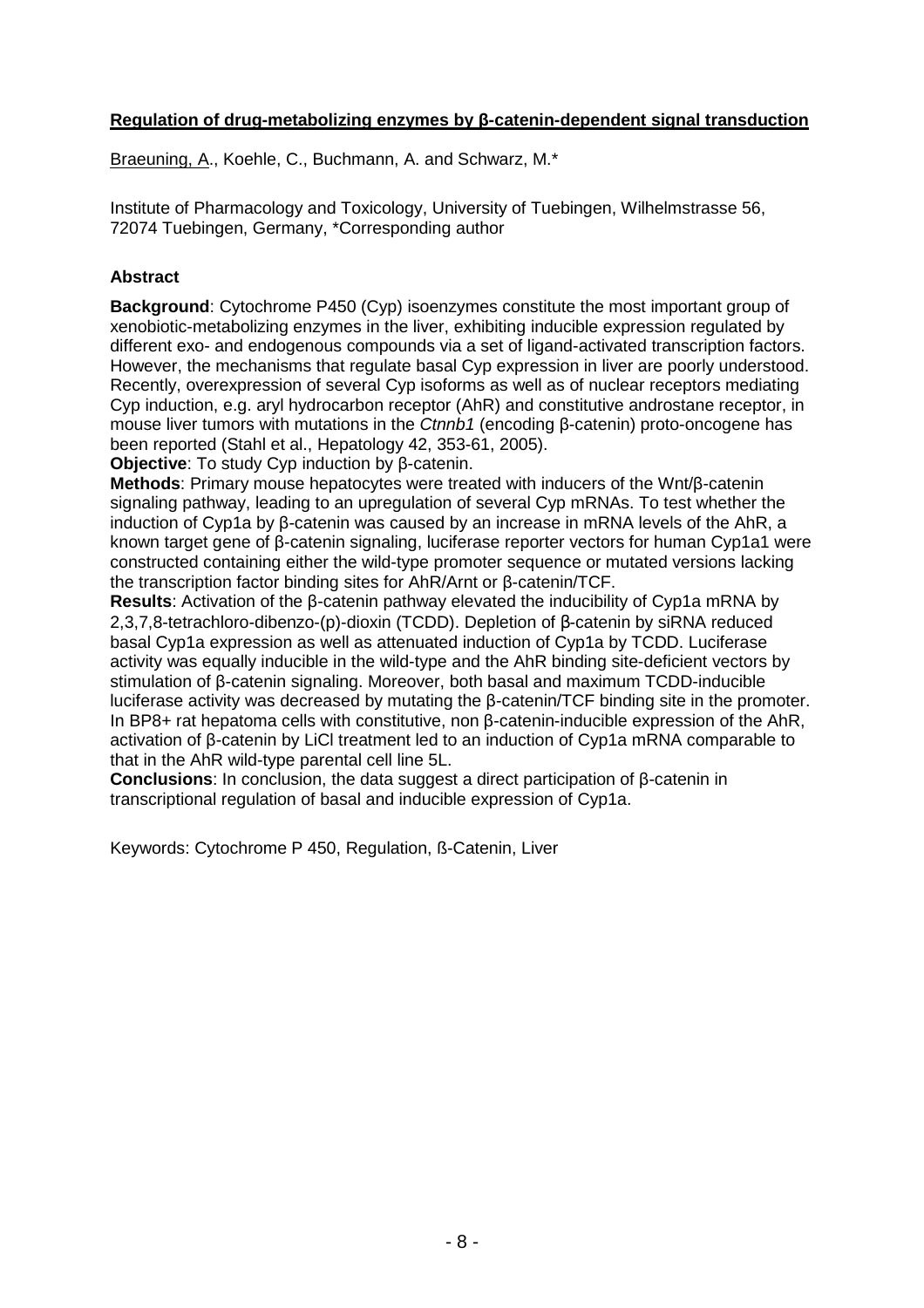## Regulation of drug-metabolizing enzymes by β-catenin-dependent signal transduction

Braeuning, A., Koehle, C., Buchmann, A. and Schwarz, M.*

Institute of Pharmacology and Toxicology, University of Tuebingen, Wilhelmstrasse 56, 72074 Tuebingen, Germany, *Corresponding author

### Abstract

**Background**: Cytochrome P450 (Cyp) isoenzymes constitute the most important group of xenobiotic-metabolizing enzymes in the liver, exhibiting inducible expression regulated by different exo- and endogenous compounds via a set of ligand-activated transcription factors. However, the mechanisms that regulate basal Cyp expression in liver are poorly understood. Recently, overexpression of several Cyp isoforms as well as of nuclear receptors mediating Cyp induction, e.g. aryl hydrocarbon receptor (AhR) and constitutive androstane receptor, in mouse liver tumors with mutations in the *Ctnnb1* (encoding β-catenin) proto-oncogene has been reported (Stahl et al., Hepatology 42, 353-61, 2005).

**Objective**: To study Cyp induction by β-catenin.

**Methods**: Primary mouse hepatocytes were treated with inducers of the Wnt/β-catenin signaling pathway, leading to an upregulation of several Cyp mRNAs. To test whether the induction of Cyp1a by β-catenin was caused by an increase in mRNA levels of the AhR, a known target gene of β-catenin signaling, luciferase reporter vectors for human Cyp1a1 were constructed containing either the wild-type promoter sequence or mutated versions lacking the transcription factor binding sites for AhR/Arnt or β-catenin/TCF.

**Results**: Activation of the β-catenin pathway elevated the inducibility of Cyp1a mRNA by 2,3,7,8-tetrachloro-dibenzo-(p)-dioxin (TCDD). Depletion of β-catenin by siRNA reduced basal Cyp1a expression as well as attenuated induction of Cyp1a by TCDD. Luciferase activity was equally inducible in the wild-type and the AhR binding site-deficient vectors by stimulation of β-catenin signaling. Moreover, both basal and maximum TCDD-inducible luciferase activity was decreased by mutating the β-catenin/TCF binding site in the promoter. In BP8+ rat hepatoma cells with constitutive, non β-catenin-inducible expression of the AhR, activation of β-catenin by LiCl treatment led to an induction of Cyp1a mRNA comparable to that in the AhR wild-type parental cell line 5L.

**Conclusions**: In conclusion, the data suggest a direct participation of β-catenin in transcriptional regulation of basal and inducible expression of Cyp1a.

Keywords: Cytochrome P 450, Regulation, ß-Catenin, Liver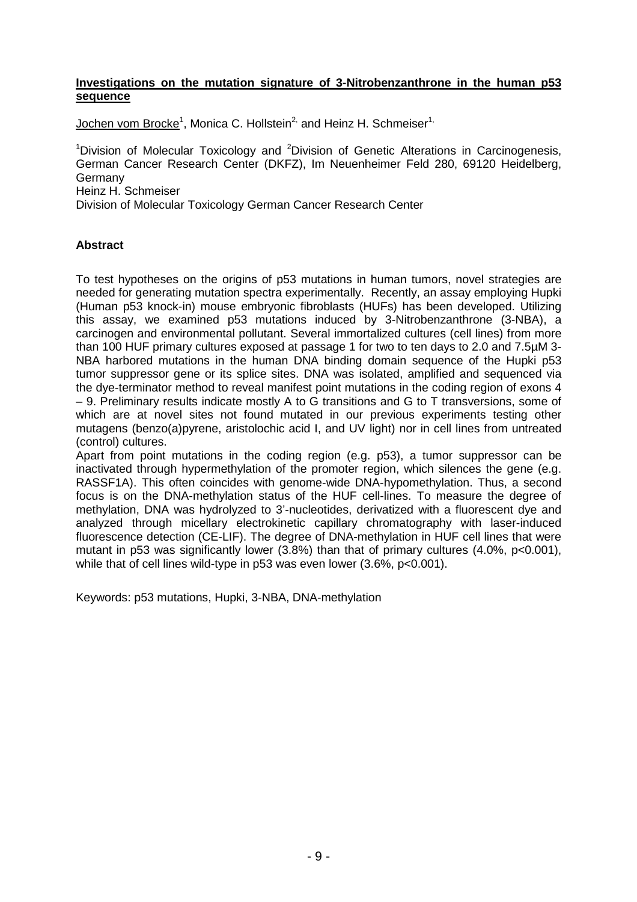**Investigations on the mutation signature of 3-Nitrobenzanthrone in the human p53 sequence**

Jochen vom Brocke[1], Monica C. Hollstein[2,] and Heinz H. Schmeiser[1,]

[1]Division of Molecular Toxicology and [2]Division of Genetic Alterations in Carcinogenesis, German Cancer Research Center (DKFZ), Im Neuenheimer Feld 280, 69120 Heidelberg, Germany
Heinz H. Schmeiser
Division of Molecular Toxicology German Cancer Research Center

**Abstract**

To test hypotheses on the origins of p53 mutations in human tumors, novel strategies are needed for generating mutation spectra experimentally. Recently, an assay employing Hupki (Human p53 knock-in) mouse embryonic fibroblasts (HUFs) has been developed. Utilizing this assay, we examined p53 mutations induced by 3-Nitrobenzanthrone (3-NBA), a carcinogen and environmental pollutant. Several immortalized cultures (cell lines) from more than 100 HUF primary cultures exposed at passage 1 for two to ten days to 2.0 and 7.5µM 3-NBA harbored mutations in the human DNA binding domain sequence of the Hupki p53 tumor suppressor gene or its splice sites. DNA was isolated, amplified and sequenced via the dye-terminator method to reveal manifest point mutations in the coding region of exons 4 – 9. Preliminary results indicate mostly A to G transitions and G to T transversions, some of which are at novel sites not found mutated in our previous experiments testing other mutagens (benzo(a)pyrene, aristolochic acid I, and UV light) nor in cell lines from untreated (control) cultures.

Apart from point mutations in the coding region (e.g. p53), a tumor suppressor can be inactivated through hypermethylation of the promoter region, which silences the gene (e.g. RASSF1A). This often coincides with genome-wide DNA-hypomethylation. Thus, a second focus is on the DNA-methylation status of the HUF cell-lines. To measure the degree of methylation, DNA was hydrolyzed to 3'-nucleotides, derivatized with a fluorescent dye and analyzed through micellary electrokinetic capillary chromatography with laser-induced fluorescence detection (CE-LIF). The degree of DNA-methylation in HUF cell lines that were mutant in p53 was significantly lower (3.8%) than that of primary cultures (4.0%, $p<0.001$), while that of cell lines wild-type in p53 was even lower (3.6%, $p<0.001$).

Keywords: p53 mutations, Hupki, 3-NBA, DNA-methylation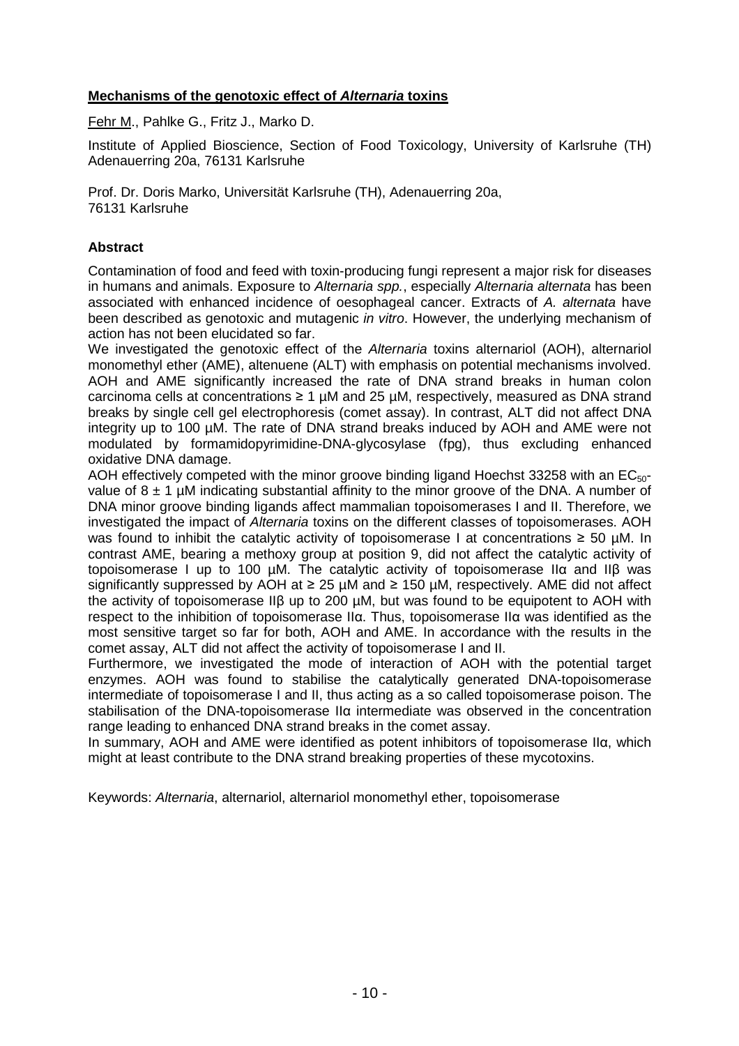## **Mechanisms of the genotoxic effect of *Alternaria* toxins**

Fehr M., Pahlke G., Fritz J., Marko D.

Institute of Applied Bioscience, Section of Food Toxicology, University of Karlsruhe (TH) Adenauerring 20a, 76131 Karlsruhe

Prof. Dr. Doris Marko, Universität Karlsruhe (TH), Adenauerring 20a, 76131 Karlsruhe

### **Abstract**

Contamination of food and feed with toxin-producing fungi represent a major risk for diseases in humans and animals. Exposure to *Alternaria spp.*, especially *Alternaria alternata* has been associated with enhanced incidence of oesophageal cancer. Extracts of *A. alternata* have been described as genotoxic and mutagenic *in vitro*. However, the underlying mechanism of action has not been elucidated so far.

We investigated the genotoxic effect of the *Alternaria* toxins alternariol (AOH), alternariol monomethyl ether (AME), altenuene (ALT) with emphasis on potential mechanisms involved. AOH and AME significantly increased the rate of DNA strand breaks in human colon carcinoma cells at concentrations ≥ 1 µM and 25 µM, respectively, measured as DNA strand breaks by single cell gel electrophoresis (comet assay). In contrast, ALT did not affect DNA integrity up to 100 µM. The rate of DNA strand breaks induced by AOH and AME were not modulated by formamidopyrimidine-DNA-glycosylase (fpg), thus excluding enhanced oxidative DNA damage.

AOH effectively competed with the minor groove binding ligand Hoechst 33258 with an $EC_{50}$-value of 8 ± 1 µM indicating substantial affinity to the minor groove of the DNA. A number of DNA minor groove binding ligands affect mammalian topoisomerases I and II. Therefore, we investigated the impact of *Alternaria* toxins on the different classes of topoisomerases. AOH was found to inhibit the catalytic activity of topoisomerase I at concentrations ≥ 50 µM. In contrast AME, bearing a methoxy group at position 9, did not affect the catalytic activity of topoisomerase I up to 100 µM. The catalytic activity of topoisomerase IIα and IIβ was significantly suppressed by AOH at ≥ 25 µM and ≥ 150 µM, respectively. AME did not affect the activity of topoisomerase IIβ up to 200 µM, but was found to be equipotent to AOH with respect to the inhibition of topoisomerase IIα. Thus, topoisomerase IIα was identified as the most sensitive target so far for both, AOH and AME. In accordance with the results in the comet assay, ALT did not affect the activity of topoisomerase I and II.

Furthermore, we investigated the mode of interaction of AOH with the potential target enzymes. AOH was found to stabilise the catalytically generated DNA-topoisomerase intermediate of topoisomerase I and II, thus acting as a so called topoisomerase poison. The stabilisation of the DNA-topoisomerase IIα intermediate was observed in the concentration range leading to enhanced DNA strand breaks in the comet assay.

In summary, AOH and AME were identified as potent inhibitors of topoisomerase IIα, which might at least contribute to the DNA strand breaking properties of these mycotoxins.

Keywords: *Alternaria*, alternariol, alternariol monomethyl ether, topoisomerase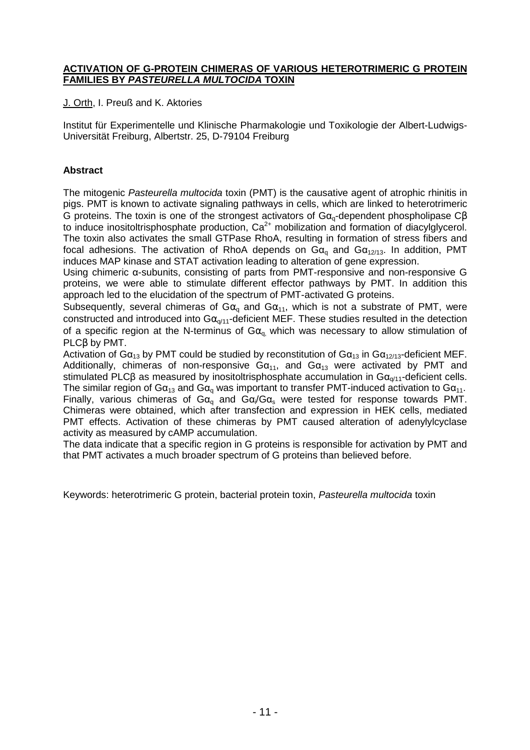# ACTIVATION OF G-PROTEIN CHIMERAS OF VARIOUS HETEROTRIMERIC G PROTEIN FAMILIES BY *PASTEURELLA MULTOCIDA* TOXIN

J. Orth, I. Preuß and K. Aktories

Institut für Experimentelle und Klinische Pharmakologie und Toxikologie der Albert-Ludwigs-Universität Freiburg, Albertstr. 25, D-79104 Freiburg

## Abstract

The mitogenic *Pasteurella multocida* toxin (PMT) is the causative agent of atrophic rhinitis in pigs. PMT is known to activate signaling pathways in cells, which are linked to heterotrimeric G proteins. The toxin is one of the strongest activators of $G\alpha_q$-dependent phospholipase Cβ to induce inositoltrisphosphate production, $Ca^{2+}$ mobilization and formation of diacylglycerol. The toxin also activates the small GTPase RhoA, resulting in formation of stress fibers and focal adhesions. The activation of RhoA depends on $G\alpha_q$ and $G\alpha_{12/13}$. In addition, PMT induces MAP kinase and STAT activation leading to alteration of gene expression.

Using chimeric α-subunits, consisting of parts from PMT-responsive and non-responsive G proteins, we were able to stimulate different effector pathways by PMT. In addition this approach led to the elucidation of the spectrum of PMT-activated G proteins.

Subsequently, several chimeras of $G\alpha_q$ and $G\alpha_{11}$, which is not a substrate of PMT, were constructed and introduced into $G\alpha_{q/11}$-deficient MEF. These studies resulted in the detection of a specific region at the N-terminus of $G\alpha_q$, which was necessary to allow stimulation of PLCβ by PMT.

Activation of $G\alpha_{13}$ by PMT could be studied by reconstitution of $G\alpha_{13}$ in $G\alpha_{12/13}$-deficient MEF. Additionally, chimeras of non-responsive $G\alpha_{11}$, and $G\alpha_{13}$ were activated by PMT and stimulated PLCβ as measured by inositoltrisphosphate accumulation in $G\alpha_{q/11}$-deficient cells. The similar region of $G\alpha_{13}$ and $G\alpha_q$ was important to transfer PMT-induced activation to $G\alpha_{11}$.

Finally, various chimeras of $G\alpha_q$ and $G\alpha_i/G\alpha_s$ were tested for response towards PMT. Chimeras were obtained, which after transfection and expression in HEK cells, mediated PMT effects. Activation of these chimeras by PMT caused alteration of adenylylcyclase activity as measured by cAMP accumulation.

The data indicate that a specific region in G proteins is responsible for activation by PMT and that PMT activates a much broader spectrum of G proteins than believed before.

Keywords: heterotrimeric G protein, bacterial protein toxin, *Pasteurella multocida* toxin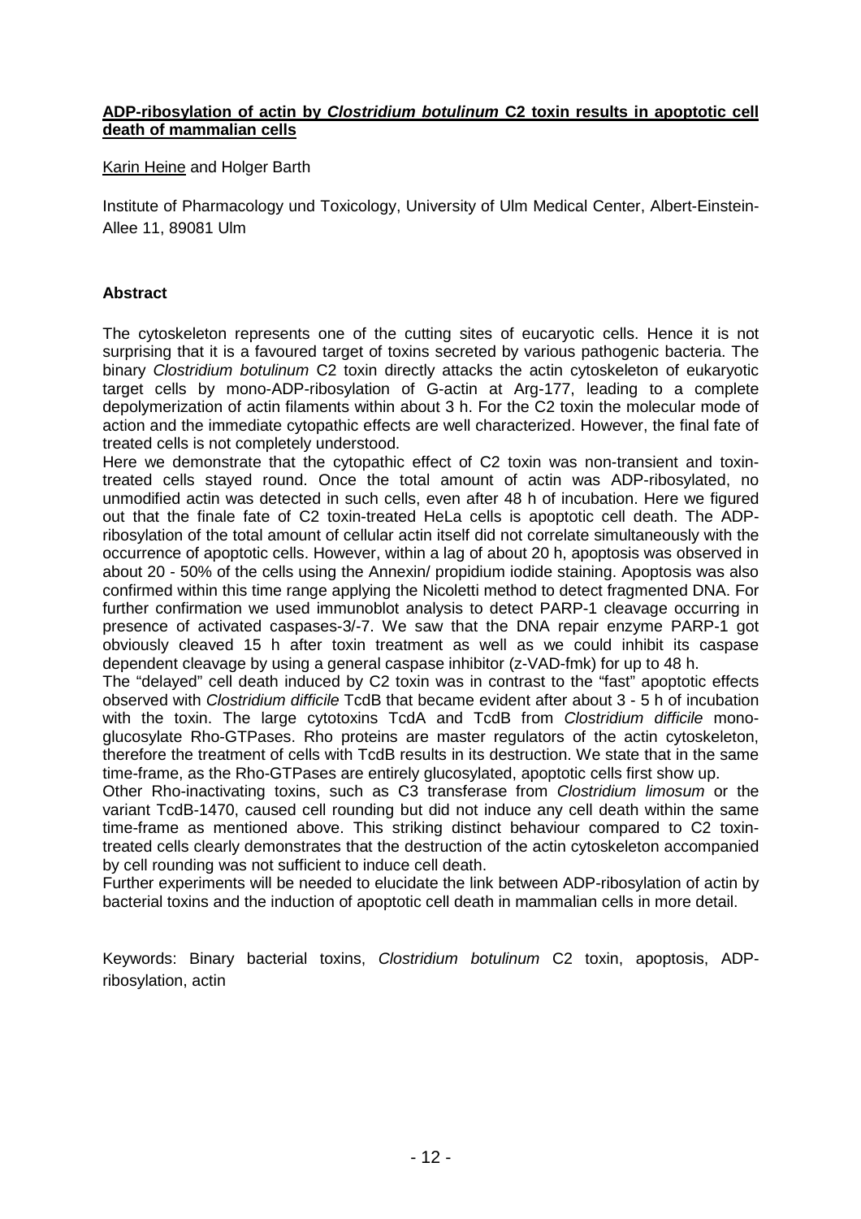**ADP-ribosylation of actin by *Clostridium botulinum* C2 toxin results in apoptotic cell death of mammalian cells**

Karin Heine and Holger Barth

Institute of Pharmacology und Toxicology, University of Ulm Medical Center, Albert-Einstein-Allee 11, 89081 Ulm

**Abstract**

The cytoskeleton represents one of the cutting sites of eucaryotic cells. Hence it is not surprising that it is a favoured target of toxins secreted by various pathogenic bacteria. The binary *Clostridium botulinum* C2 toxin directly attacks the actin cytoskeleton of eukaryotic target cells by mono-ADP-ribosylation of G-actin at Arg-177, leading to a complete depolymerization of actin filaments within about 3 h. For the C2 toxin the molecular mode of action and the immediate cytopathic effects are well characterized. However, the final fate of treated cells is not completely understood.

Here we demonstrate that the cytopathic effect of C2 toxin was non-transient and toxin-treated cells stayed round. Once the total amount of actin was ADP-ribosylated, no unmodified actin was detected in such cells, even after 48 h of incubation. Here we figured out that the finale fate of C2 toxin-treated HeLa cells is apoptotic cell death. The ADP-ribosylation of the total amount of cellular actin itself did not correlate simultaneously with the occurrence of apoptotic cells. However, within a lag of about 20 h, apoptosis was observed in about 20 - 50% of the cells using the Annexin/ propidium iodide staining. Apoptosis was also confirmed within this time range applying the Nicoletti method to detect fragmented DNA. For further confirmation we used immunoblot analysis to detect PARP-1 cleavage occurring in presence of activated caspases-3/-7. We saw that the DNA repair enzyme PARP-1 got obviously cleaved 15 h after toxin treatment as well as we could inhibit its caspase dependent cleavage by using a general caspase inhibitor (z-VAD-fmk) for up to 48 h.

The "delayed" cell death induced by C2 toxin was in contrast to the "fast" apoptotic effects observed with *Clostridium difficile* TcdB that became evident after about 3 - 5 h of incubation with the toxin. The large cytotoxins TcdA and TcdB from *Clostridium difficile* mono-glucosylate Rho-GTPases. Rho proteins are master regulators of the actin cytoskeleton, therefore the treatment of cells with TcdB results in its destruction. We state that in the same time-frame, as the Rho-GTPases are entirely glucosylated, apoptotic cells first show up.

Other Rho-inactivating toxins, such as C3 transferase from *Clostridium limosum* or the variant TcdB-1470, caused cell rounding but did not induce any cell death within the same time-frame as mentioned above. This striking distinct behaviour compared to C2 toxin-treated cells clearly demonstrates that the destruction of the actin cytoskeleton accompanied by cell rounding was not sufficient to induce cell death.

Further experiments will be needed to elucidate the link between ADP-ribosylation of actin by bacterial toxins and the induction of apoptotic cell death in mammalian cells in more detail.

Keywords: Binary bacterial toxins, *Clostridium botulinum* C2 toxin, apoptosis, ADP-ribosylation, actin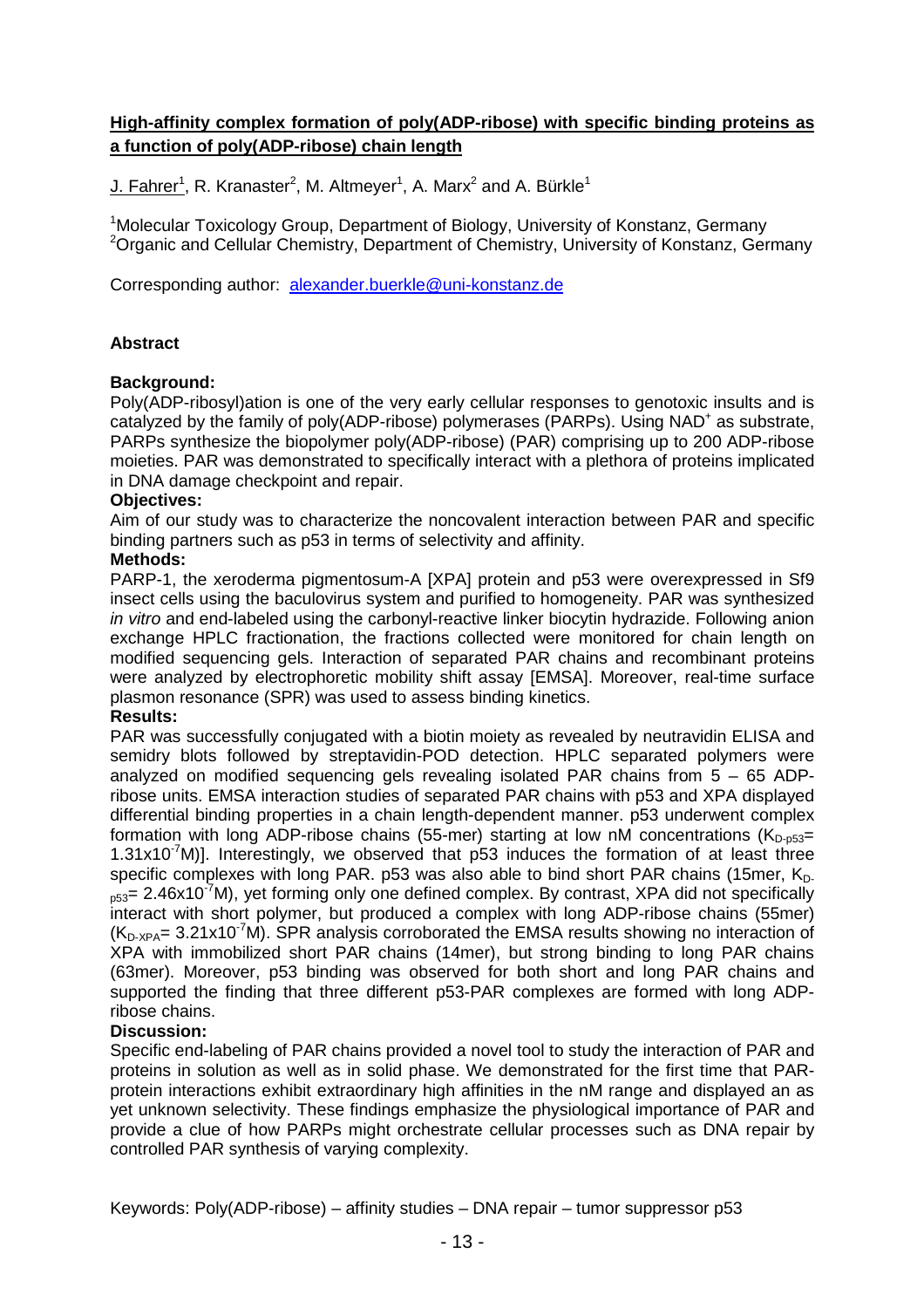## High-affinity complex formation of poly(ADP-ribose) with specific binding proteins as a function of poly(ADP-ribose) chain length

J. Fahrer[1], R. Kranaster[2], M. Altmeyer[1], A. Marx[2] and A. Bürkle[1]

[1]Molecular Toxicology Group, Department of Biology, University of Konstanz, Germany
[2]Organic and Cellular Chemistry, Department of Chemistry, University of Konstanz, Germany

Corresponding author: alexander.buerkle@uni-konstanz.de

### Abstract

**Background:**
Poly(ADP-ribosyl)ation is one of the very early cellular responses to genotoxic insults and is catalyzed by the family of poly(ADP-ribose) polymerases (PARPs). Using $NAD^+$ as substrate, PARPs synthesize the biopolymer poly(ADP-ribose) (PAR) comprising up to 200 ADP-ribose moieties. PAR was demonstrated to specifically interact with a plethora of proteins implicated in DNA damage checkpoint and repair.

**Objectives:**
Aim of our study was to characterize the noncovalent interaction between PAR and specific binding partners such as p53 in terms of selectivity and affinity.

**Methods:**
PARP-1, the xeroderma pigmentosum-A [XPA] protein and p53 were overexpressed in Sf9 insect cells using the baculovirus system and purified to homogeneity. PAR was synthesized *in vitro* and end-labeled using the carbonyl-reactive linker biocytin hydrazide. Following anion exchange HPLC fractionation, the fractions collected were monitored for chain length on modified sequencing gels. Interaction of separated PAR chains and recombinant proteins were analyzed by electrophoretic mobility shift assay [EMSA]. Moreover, real-time surface plasmon resonance (SPR) was used to assess binding kinetics.

**Results:**
PAR was successfully conjugated with a biotin moiety as revealed by neutravidin ELISA and semidry blots followed by streptavidin-POD detection. HPLC separated polymers were analyzed on modified sequencing gels revealing isolated PAR chains from 5 – 65 ADP-ribose units. EMSA interaction studies of separated PAR chains with p53 and XPA displayed differential binding properties in a chain length-dependent manner. p53 underwent complex formation with long ADP-ribose chains (55-mer) starting at low nM concentrations ($K_{D\text{-}p53}$= $1.31\text{x}10^{-7}$M)]. Interestingly, we observed that p53 induces the formation of at least three specific complexes with long PAR. p53 was also able to bind short PAR chains (15mer, $K_{D\text{-}p53}$= $2.46\text{x}10^{-7}$M), yet forming only one defined complex. By contrast, XPA did not specifically interact with short polymer, but produced a complex with long ADP-ribose chains (55mer) ($K_{D\text{-}XPA}$= $3.21\text{x}10^{-7}$M). SPR analysis corroborated the EMSA results showing no interaction of XPA with immobilized short PAR chains (14mer), but strong binding to long PAR chains (63mer). Moreover, p53 binding was observed for both short and long PAR chains and supported the finding that three different p53-PAR complexes are formed with long ADP-ribose chains.

**Discussion:**
Specific end-labeling of PAR chains provided a novel tool to study the interaction of PAR and proteins in solution as well as in solid phase. We demonstrated for the first time that PAR-protein interactions exhibit extraordinary high affinities in the nM range and displayed an as yet unknown selectivity. These findings emphasize the physiological importance of PAR and provide a clue of how PARPs might orchestrate cellular processes such as DNA repair by controlled PAR synthesis of varying complexity.

Keywords: Poly(ADP-ribose) – affinity studies – DNA repair – tumor suppressor p53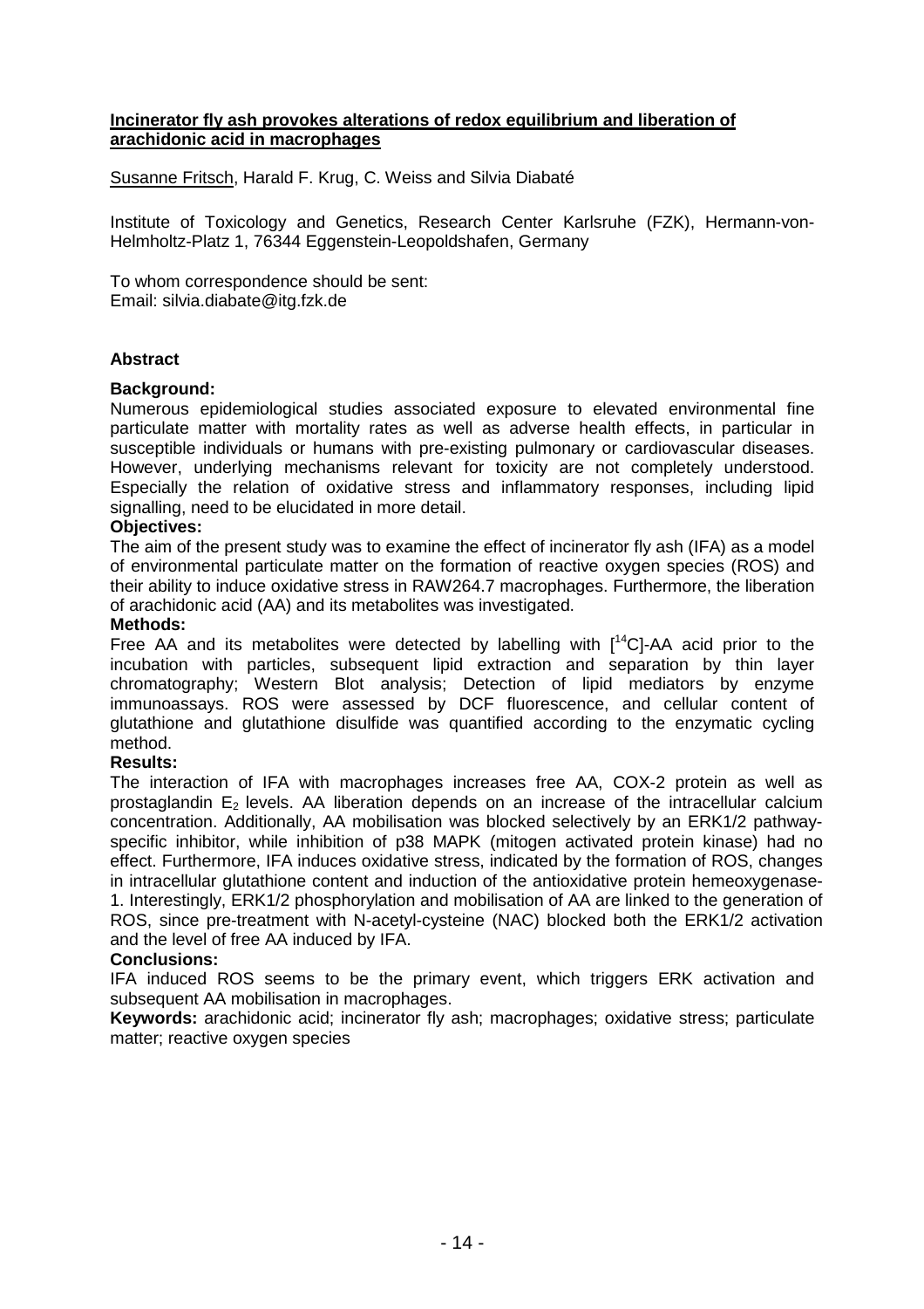## **Incinerator fly ash provokes alterations of redox equilibrium and liberation of arachidonic acid in macrophages**

Susanne Fritsch, Harald F. Krug, C. Weiss and Silvia Diabaté

Institute of Toxicology and Genetics, Research Center Karlsruhe (FZK), Hermann-von-Helmholtz-Platz 1, 76344 Eggenstein-Leopoldshafen, Germany

To whom correspondence should be sent:
Email: silvia.diabate@itg.fzk.de

### **Abstract**

**Background:**
Numerous epidemiological studies associated exposure to elevated environmental fine particulate matter with mortality rates as well as adverse health effects, in particular in susceptible individuals or humans with pre-existing pulmonary or cardiovascular diseases. However, underlying mechanisms relevant for toxicity are not completely understood. Especially the relation of oxidative stress and inflammatory responses, including lipid signalling, need to be elucidated in more detail.

**Objectives:**
The aim of the present study was to examine the effect of incinerator fly ash (IFA) as a model of environmental particulate matter on the formation of reactive oxygen species (ROS) and their ability to induce oxidative stress in RAW264.7 macrophages. Furthermore, the liberation of arachidonic acid (AA) and its metabolites was investigated.

**Methods:**
Free AA and its metabolites were detected by labelling with [$^{14}$C]-AA acid prior to the incubation with particles, subsequent lipid extraction and separation by thin layer chromatography; Western Blot analysis; Detection of lipid mediators by enzyme immunoassays. ROS were assessed by DCF fluorescence, and cellular content of glutathione and glutathione disulfide was quantified according to the enzymatic cycling method.

**Results:**
The interaction of IFA with macrophages increases free AA, COX-2 protein as well as prostaglandin $E_2$ levels. AA liberation depends on an increase of the intracellular calcium concentration. Additionally, AA mobilisation was blocked selectively by an ERK1/2 pathway-specific inhibitor, while inhibition of p38 MAPK (mitogen activated protein kinase) had no effect. Furthermore, IFA induces oxidative stress, indicated by the formation of ROS, changes in intracellular glutathione content and induction of the antioxidative protein hemeoxygenase-1. Interestingly, ERK1/2 phosphorylation and mobilisation of AA are linked to the generation of ROS, since pre-treatment with N-acetyl-cysteine (NAC) blocked both the ERK1/2 activation and the level of free AA induced by IFA.

**Conclusions:**
IFA induced ROS seems to be the primary event, which triggers ERK activation and subsequent AA mobilisation in macrophages.

**Keywords:** arachidonic acid; incinerator fly ash; macrophages; oxidative stress; particulate matter; reactive oxygen species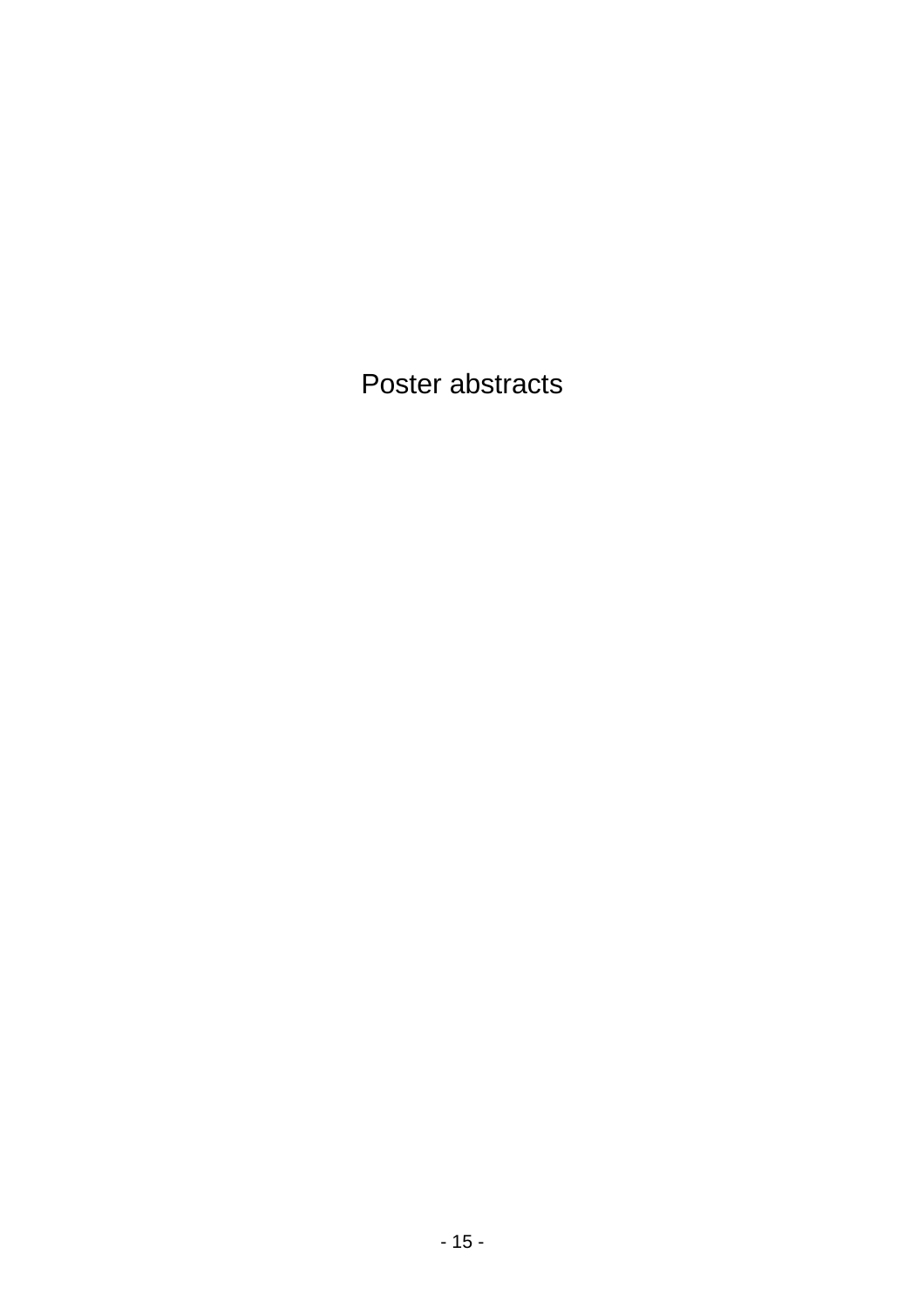# Poster abstracts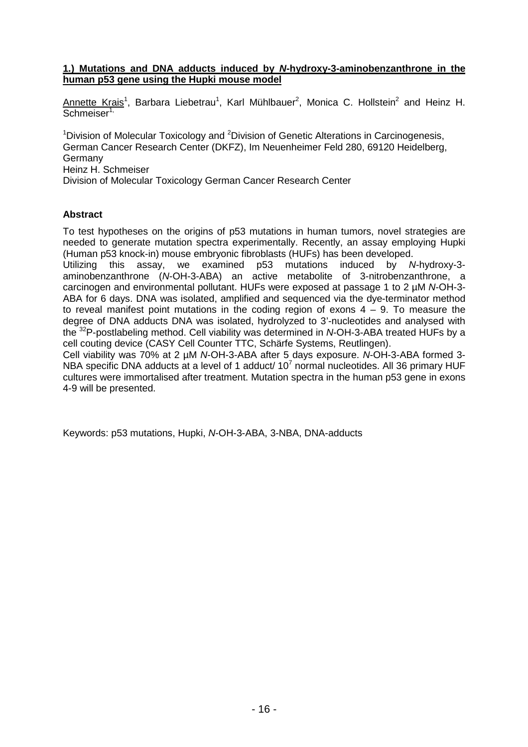**1.) Mutations and DNA adducts induced by *N*-hydroxy-3-aminobenzanthrone in the human p53 gene using the Hupki mouse model**

Annette Krais[1], Barbara Liebetrau[1], Karl Mühlbauer[2], Monica C. Hollstein[2] and Heinz H. Schmeiser[1,]

[1]Division of Molecular Toxicology and [2]Division of Genetic Alterations in Carcinogenesis, German Cancer Research Center (DKFZ), Im Neuenheimer Feld 280, 69120 Heidelberg, Germany
Heinz H. Schmeiser
Division of Molecular Toxicology German Cancer Research Center

**Abstract**

To test hypotheses on the origins of p53 mutations in human tumors, novel strategies are needed to generate mutation spectra experimentally. Recently, an assay employing Hupki (Human p53 knock-in) mouse embryonic fibroblasts (HUFs) has been developed.
Utilizing this assay, we examined p53 mutations induced by *N*-hydroxy-3-aminobenzanthrone (*N*-OH-3-ABA) an active metabolite of 3-nitrobenzanthrone, a carcinogen and environmental pollutant. HUFs were exposed at passage 1 to 2 µM *N*-OH-3-ABA for 6 days. DNA was isolated, amplified and sequenced via the dye-terminator method to reveal manifest point mutations in the coding region of exons 4 – 9. To measure the degree of DNA adducts DNA was isolated, hydrolyzed to 3'-nucleotides and analysed with the $^{32}$P-postlabeling method. Cell viability was determined in *N*-OH-3-ABA treated HUFs by a cell couting device (CASY Cell Counter TTC, Schärfe Systems, Reutlingen).
Cell viability was 70% at 2 µM *N*-OH-3-ABA after 5 days exposure. *N*-OH-3-ABA formed 3-NBA specific DNA adducts at a level of 1 adduct/ $10^7$ normal nucleotides. All 36 primary HUF cultures were immortalised after treatment. Mutation spectra in the human p53 gene in exons 4-9 will be presented.

Keywords: p53 mutations, Hupki, *N*-OH-3-ABA, 3-NBA, DNA-adducts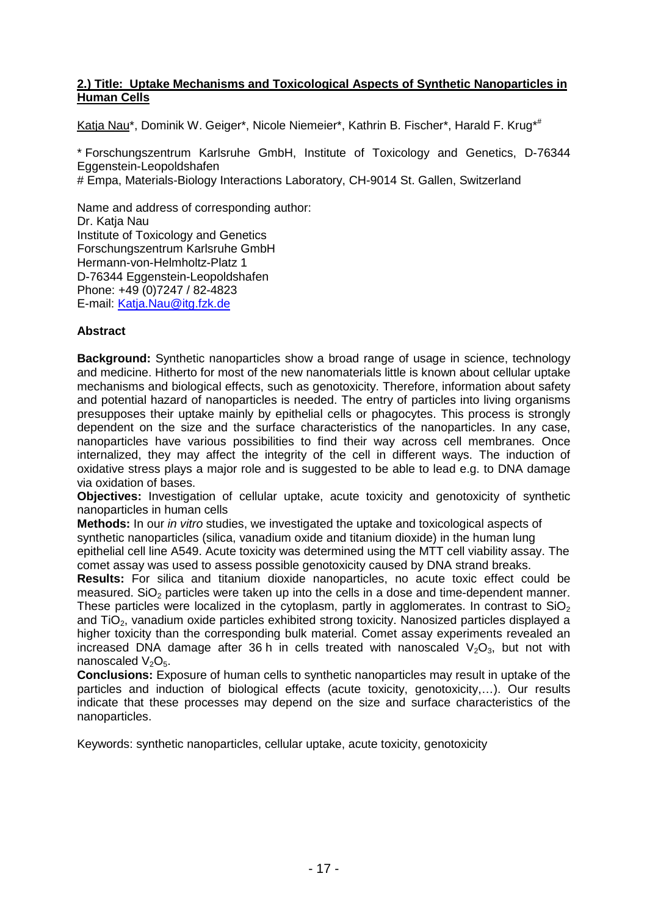## 2.) Title: Uptake Mechanisms and Toxicological Aspects of Synthetic Nanoparticles in Human Cells

Katja Nau*, Dominik W. Geiger*, Nicole Niemeier*, Kathrin B. Fischer*, Harald F. Krug*#

* Forschungszentrum Karlsruhe GmbH, Institute of Toxicology and Genetics, D-76344 Eggenstein-Leopoldshafen

# Empa, Materials-Biology Interactions Laboratory, CH-9014 St. Gallen, Switzerland

Name and address of corresponding author:
Dr. Katja Nau
Institute of Toxicology and Genetics
Forschungszentrum Karlsruhe GmbH
Hermann-von-Helmholtz-Platz 1
D-76344 Eggenstein-Leopoldshafen
Phone: +49 (0)7247 / 82-4823
E-mail: Katja.Nau@itg.fzk.de

### Abstract

**Background:** Synthetic nanoparticles show a broad range of usage in science, technology and medicine. Hitherto for most of the new nanomaterials little is known about cellular uptake mechanisms and biological effects, such as genotoxicity. Therefore, information about safety and potential hazard of nanoparticles is needed. The entry of particles into living organisms presupposes their uptake mainly by epithelial cells or phagocytes. This process is strongly dependent on the size and the surface characteristics of the nanoparticles. In any case, nanoparticles have various possibilities to find their way across cell membranes. Once internalized, they may affect the integrity of the cell in different ways. The induction of oxidative stress plays a major role and is suggested to be able to lead e.g. to DNA damage via oxidation of bases.

**Objectives:** Investigation of cellular uptake, acute toxicity and genotoxicity of synthetic nanoparticles in human cells

**Methods:** In our *in vitro* studies, we investigated the uptake and toxicological aspects of synthetic nanoparticles (silica, vanadium oxide and titanium dioxide) in the human lung epithelial cell line A549. Acute toxicity was determined using the MTT cell viability assay. The comet assay was used to assess possible genotoxicity caused by DNA strand breaks.

**Results:** For silica and titanium dioxide nanoparticles, no acute toxic effect could be measured. $SiO_2$ particles were taken up into the cells in a dose and time-dependent manner. These particles were localized in the cytoplasm, partly in agglomerates. In contrast to $SiO_2$ and $TiO_2$, vanadium oxide particles exhibited strong toxicity. Nanosized particles displayed a higher toxicity than the corresponding bulk material. Comet assay experiments revealed an increased DNA damage after 36 h in cells treated with nanoscaled $V_2O_3$, but not with nanoscaled $V_2O_5$.

**Conclusions:** Exposure of human cells to synthetic nanoparticles may result in uptake of the particles and induction of biological effects (acute toxicity, genotoxicity,…). Our results indicate that these processes may depend on the size and surface characteristics of the nanoparticles.

Keywords: synthetic nanoparticles, cellular uptake, acute toxicity, genotoxicity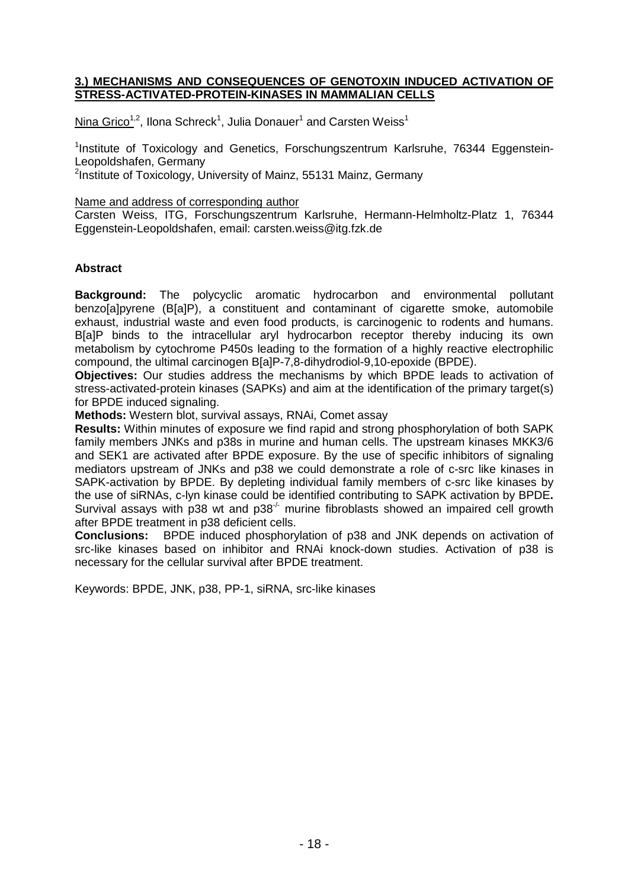## 3.) MECHANISMS AND CONSEQUENCES OF GENOTOXIN INDUCED ACTIVATION OF STRESS-ACTIVATED-PROTEIN-KINASES IN MAMMALIAN CELLS

Nina Grico[1,2], Ilona Schreck[1], Julia Donauer[1] and Carsten Weiss[1]

[1]Institute of Toxicology and Genetics, Forschungszentrum Karlsruhe, 76344 Eggenstein-Leopoldshafen, Germany

[2]Institute of Toxicology, University of Mainz, 55131 Mainz, Germany

Name and address of corresponding author

Carsten Weiss, ITG, Forschungszentrum Karlsruhe, Hermann-Helmholtz-Platz 1, 76344 Eggenstein-Leopoldshafen, email: carsten.weiss@itg.fzk.de

### Abstract

**Background:** The polycyclic aromatic hydrocarbon and environmental pollutant benzo[a]pyrene (B[a]P), a constituent and contaminant of cigarette smoke, automobile exhaust, industrial waste and even food products, is carcinogenic to rodents and humans. B[a]P binds to the intracellular aryl hydrocarbon receptor thereby inducing its own metabolism by cytochrome P450s leading to the formation of a highly reactive electrophilic compound, the ultimal carcinogen B[a]P-7,8-dihydrodiol-9,10-epoxide (BPDE).

**Objectives:** Our studies address the mechanisms by which BPDE leads to activation of stress-activated-protein kinases (SAPKs) and aim at the identification of the primary target(s) for BPDE induced signaling.

**Methods:** Western blot, survival assays, RNAi, Comet assay

**Results:** Within minutes of exposure we find rapid and strong phosphorylation of both SAPK family members JNKs and p38s in murine and human cells. The upstream kinases MKK3/6 and SEK1 are activated after BPDE exposure. By the use of specific inhibitors of signaling mediators upstream of JNKs and p38 we could demonstrate a role of c-src like kinases in SAPK-activation by BPDE. By depleting individual family members of c-src like kinases by the use of siRNAs, c-lyn kinase could be identified contributing to SAPK activation by BPDE**.** Survival assays with p38 wt and $p38^{-/-}$ murine fibroblasts showed an impaired cell growth after BPDE treatment in p38 deficient cells.

**Conclusions:** BPDE induced phosphorylation of p38 and JNK depends on activation of src-like kinases based on inhibitor and RNAi knock-down studies. Activation of p38 is necessary for the cellular survival after BPDE treatment.

Keywords: BPDE, JNK, p38, PP-1, siRNA, src-like kinases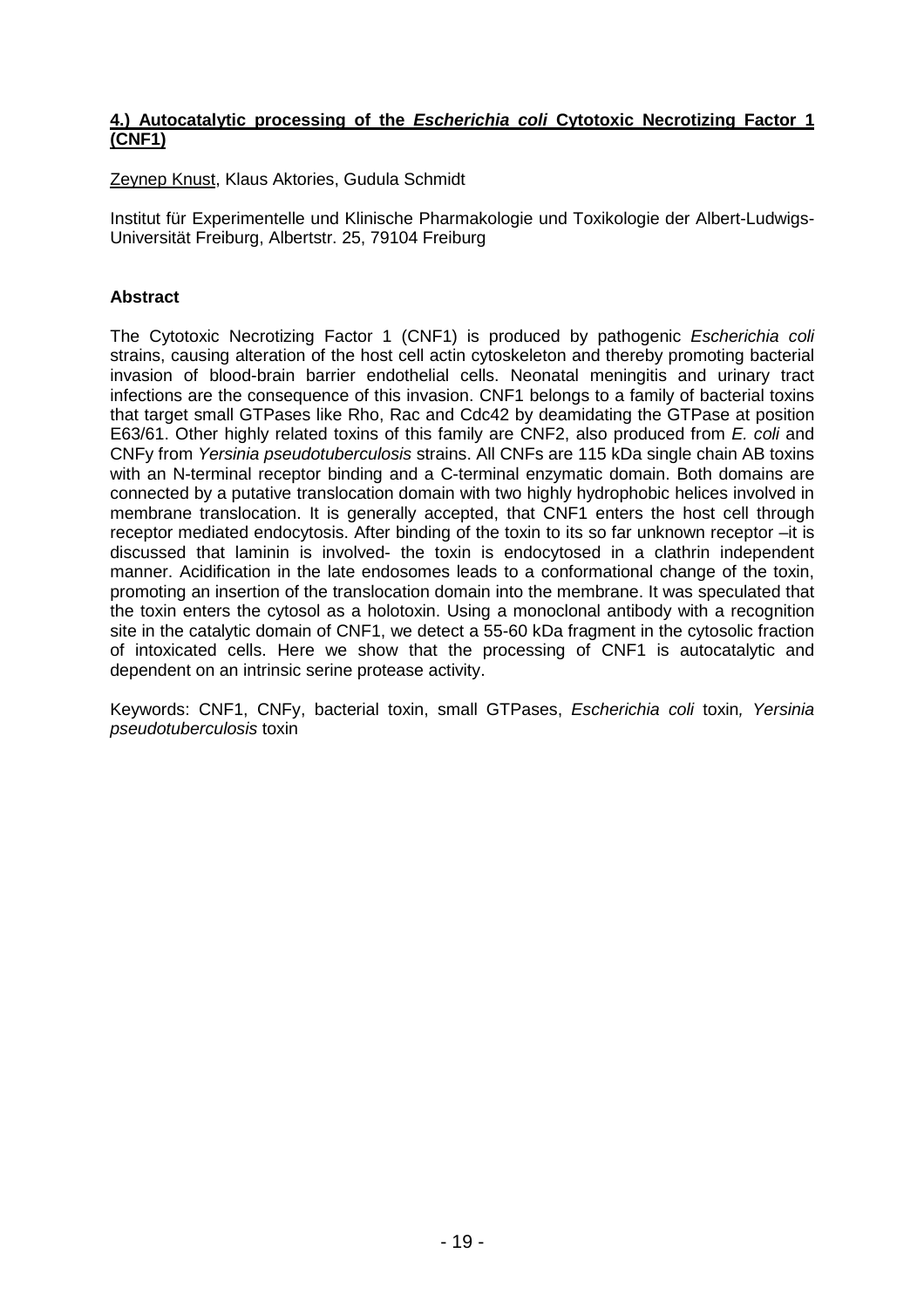## **4.) Autocatalytic processing of the *Escherichia coli* Cytotoxic Necrotizing Factor 1 (CNF1)**

Zeynep Knust, Klaus Aktories, Gudula Schmidt

Institut für Experimentelle und Klinische Pharmakologie und Toxikologie der Albert-Ludwigs-Universität Freiburg, Albertstr. 25, 79104 Freiburg

### **Abstract**

The Cytotoxic Necrotizing Factor 1 (CNF1) is produced by pathogenic *Escherichia coli* strains, causing alteration of the host cell actin cytoskeleton and thereby promoting bacterial invasion of blood-brain barrier endothelial cells. Neonatal meningitis and urinary tract infections are the consequence of this invasion. CNF1 belongs to a family of bacterial toxins that target small GTPases like Rho, Rac and Cdc42 by deamidating the GTPase at position E63/61. Other highly related toxins of this family are CNF2, also produced from *E. coli* and CNFy from *Yersinia pseudotuberculosis* strains. All CNFs are 115 kDa single chain AB toxins with an N-terminal receptor binding and a C-terminal enzymatic domain. Both domains are connected by a putative translocation domain with two highly hydrophobic helices involved in membrane translocation. It is generally accepted, that CNF1 enters the host cell through receptor mediated endocytosis. After binding of the toxin to its so far unknown receptor –it is discussed that laminin is involved- the toxin is endocytosed in a clathrin independent manner. Acidification in the late endosomes leads to a conformational change of the toxin, promoting an insertion of the translocation domain into the membrane. It was speculated that the toxin enters the cytosol as a holotoxin. Using a monoclonal antibody with a recognition site in the catalytic domain of CNF1, we detect a 55-60 kDa fragment in the cytosolic fraction of intoxicated cells. Here we show that the processing of CNF1 is autocatalytic and dependent on an intrinsic serine protease activity.

Keywords: CNF1, CNFy, bacterial toxin, small GTPases, *Escherichia coli* toxin*, Yersinia pseudotuberculosis* toxin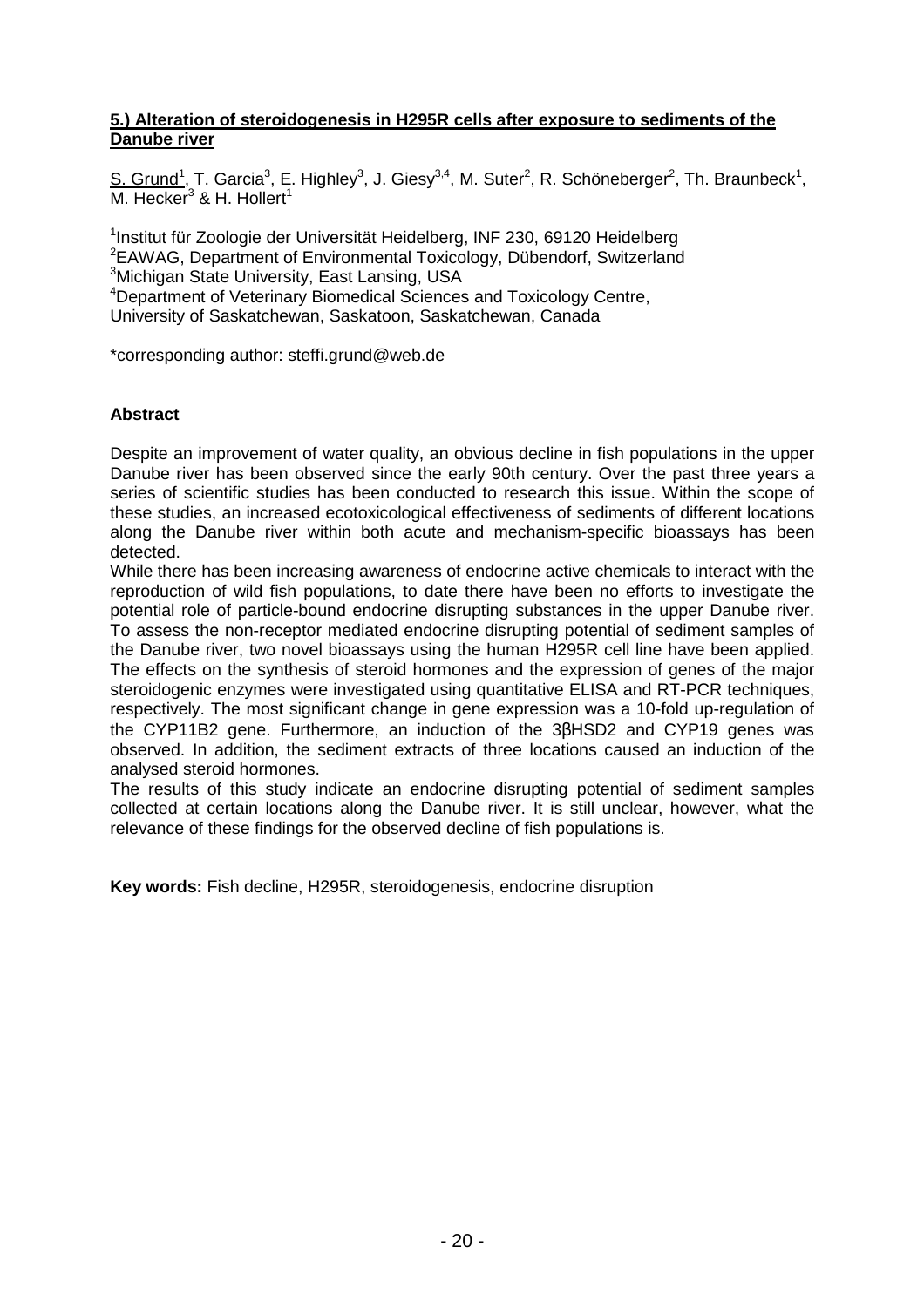## 5.) Alteration of steroidogenesis in H295R cells after exposure to sediments of the Danube river

S. Grund[1], T. Garcia[3], E. Highley[3], J. Giesy[3,4], M. Suter[2], R. Schöneberger[2], Th. Braunbeck[1], M. Hecker[3] & H. Hollert[1]

[1]Institut für Zoologie der Universität Heidelberg, INF 230, 69120 Heidelberg
[2]EAWAG, Department of Environmental Toxicology, Dübendorf, Switzerland
[3]Michigan State University, East Lansing, USA
[4]Department of Veterinary Biomedical Sciences and Toxicology Centre, University of Saskatchewan, Saskatoon, Saskatchewan, Canada

*corresponding author: steffi.grund@web.de

### Abstract

Despite an improvement of water quality, an obvious decline in fish populations in the upper Danube river has been observed since the early 90th century. Over the past three years a series of scientific studies has been conducted to research this issue. Within the scope of these studies, an increased ecotoxicological effectiveness of sediments of different locations along the Danube river within both acute and mechanism-specific bioassays has been detected.

While there has been increasing awareness of endocrine active chemicals to interact with the reproduction of wild fish populations, to date there have been no efforts to investigate the potential role of particle-bound endocrine disrupting substances in the upper Danube river. To assess the non-receptor mediated endocrine disrupting potential of sediment samples of the Danube river, two novel bioassays using the human H295R cell line have been applied. The effects on the synthesis of steroid hormones and the expression of genes of the major steroidogenic enzymes were investigated using quantitative ELISA and RT-PCR techniques, respectively. The most significant change in gene expression was a 10-fold up-regulation of the CYP11B2 gene. Furthermore, an induction of the 3βHSD2 and CYP19 genes was observed. In addition, the sediment extracts of three locations caused an induction of the analysed steroid hormones.

The results of this study indicate an endocrine disrupting potential of sediment samples collected at certain locations along the Danube river. It is still unclear, however, what the relevance of these findings for the observed decline of fish populations is.

**Key words:** Fish decline, H295R, steroidogenesis, endocrine disruption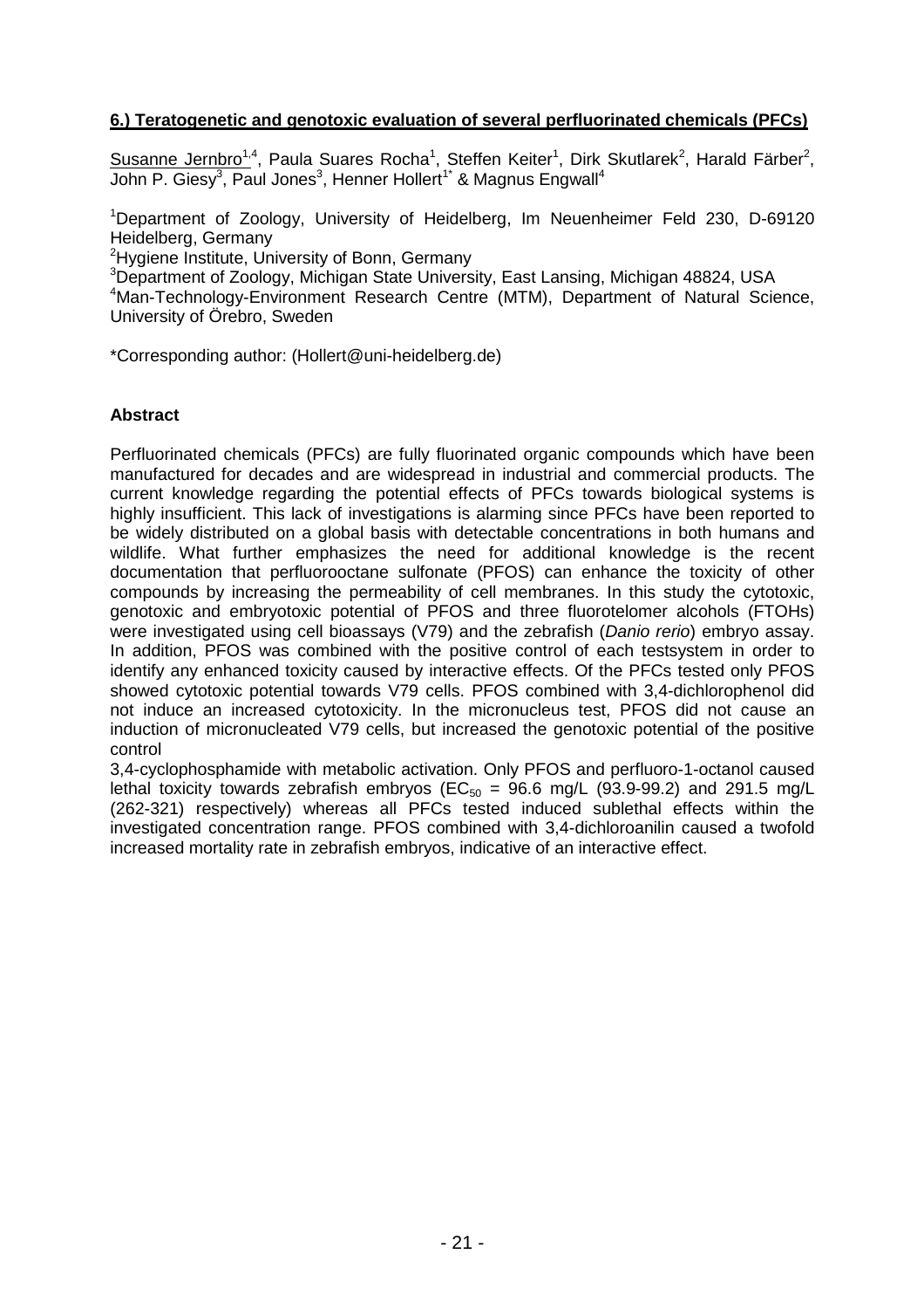## 6.) Teratogenetic and genotoxic evaluation of several perfluorinated chemicals (PFCs)

Susanne Jernbro[1,4], Paula Suares Rocha[1], Steffen Keiter[1], Dirk Skutlarek[2], Harald Färber[2], John P. Giesy[3], Paul Jones[3], Henner Hollert[1*] & Magnus Engwall[4]

[1]Department of Zoology, University of Heidelberg, Im Neuenheimer Feld 230, D-69120 Heidelberg, Germany

[2]Hygiene Institute, University of Bonn, Germany

[3]Department of Zoology, Michigan State University, East Lansing, Michigan 48824, USA

[4]Man-Technology-Environment Research Centre (MTM), Department of Natural Science, University of Örebro, Sweden

*Corresponding author: (Hollert@uni-heidelberg.de)

### Abstract

Perfluorinated chemicals (PFCs) are fully fluorinated organic compounds which have been manufactured for decades and are widespread in industrial and commercial products. The current knowledge regarding the potential effects of PFCs towards biological systems is highly insufficient. This lack of investigations is alarming since PFCs have been reported to be widely distributed on a global basis with detectable concentrations in both humans and wildlife. What further emphasizes the need for additional knowledge is the recent documentation that perfluorooctane sulfonate (PFOS) can enhance the toxicity of other compounds by increasing the permeability of cell membranes. In this study the cytotoxic, genotoxic and embryotoxic potential of PFOS and three fluorotelomer alcohols (FTOHs) were investigated using cell bioassays (V79) and the zebrafish (*Danio rerio*) embryo assay. In addition, PFOS was combined with the positive control of each testsystem in order to identify any enhanced toxicity caused by interactive effects. Of the PFCs tested only PFOS showed cytotoxic potential towards V79 cells. PFOS combined with 3,4-dichlorophenol did not induce an increased cytotoxicity. In the micronucleus test, PFOS did not cause an induction of micronucleated V79 cells, but increased the genotoxic potential of the positive control

3,4-cyclophosphamide with metabolic activation. Only PFOS and perfluoro-1-octanol caused lethal toxicity towards zebrafish embryos ($EC_{50}$ = 96.6 mg/L (93.9-99.2) and 291.5 mg/L (262-321) respectively) whereas all PFCs tested induced sublethal effects within the investigated concentration range. PFOS combined with 3,4-dichloroanilin caused a twofold increased mortality rate in zebrafish embryos, indicative of an interactive effect.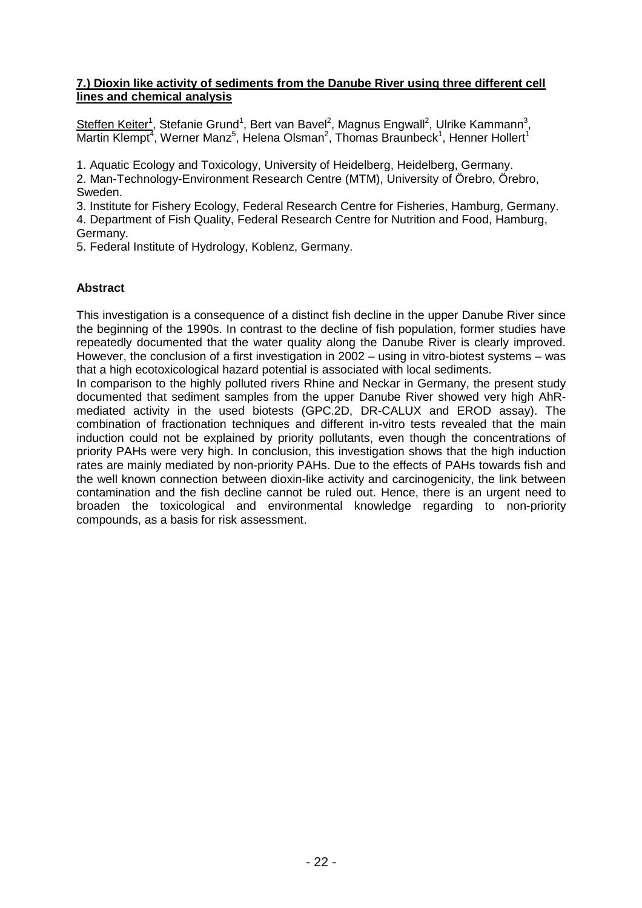## **7.) Dioxin like activity of sediments from the Danube River using three different cell lines and chemical analysis**

Steffen Keiter[1], Stefanie Grund[1], Bert van Bavel[2], Magnus Engwall[2], Ulrike Kammann[3], Martin Klempt[4], Werner Manz[5], Helena Olsman[2], Thomas Braunbeck[1], Henner Hollert[1]

1. Aquatic Ecology and Toxicology, University of Heidelberg, Heidelberg, Germany.
2. Man-Technology-Environment Research Centre (MTM), University of Örebro, Örebro, Sweden.
3. Institute for Fishery Ecology, Federal Research Centre for Fisheries, Hamburg, Germany.
4. Department of Fish Quality, Federal Research Centre for Nutrition and Food, Hamburg, Germany.
5. Federal Institute of Hydrology, Koblenz, Germany.

### **Abstract**

This investigation is a consequence of a distinct fish decline in the upper Danube River since the beginning of the 1990s. In contrast to the decline of fish population, former studies have repeatedly documented that the water quality along the Danube River is clearly improved. However, the conclusion of a first investigation in 2002 – using in vitro-biotest systems – was that a high ecotoxicological hazard potential is associated with local sediments.
In comparison to the highly polluted rivers Rhine and Neckar in Germany, the present study documented that sediment samples from the upper Danube River showed very high AhR-mediated activity in the used biotests (GPC.2D, DR-CALUX and EROD assay). The combination of fractionation techniques and different in-vitro tests revealed that the main induction could not be explained by priority pollutants, even though the concentrations of priority PAHs were very high. In conclusion, this investigation shows that the high induction rates are mainly mediated by non-priority PAHs. Due to the effects of PAHs towards fish and the well known connection between dioxin-like activity and carcinogenicity, the link between contamination and the fish decline cannot be ruled out. Hence, there is an urgent need to broaden the toxicological and environmental knowledge regarding to non-priority compounds, as a basis for risk assessment.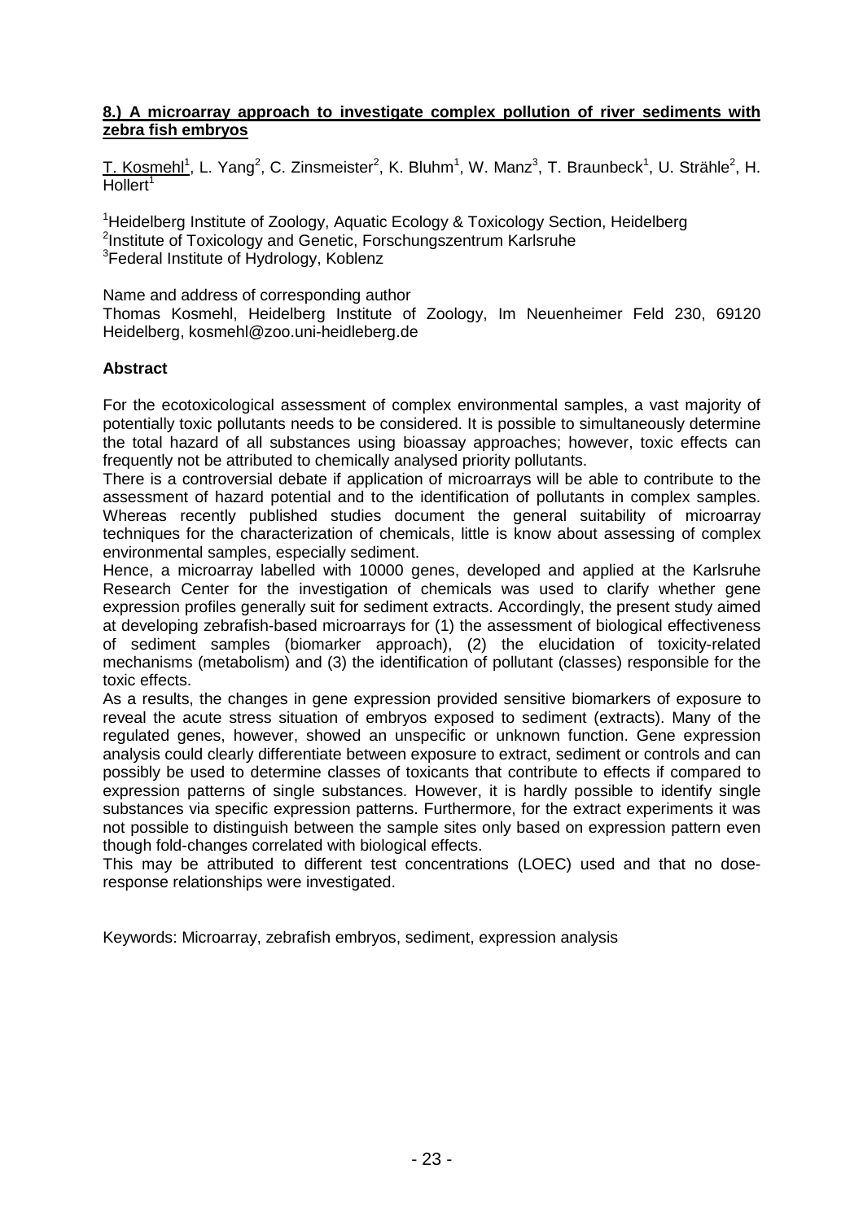## 8.) A microarray approach to investigate complex pollution of river sediments with zebra fish embryos

T. Kosmehl[1], L. Yang[2], C. Zinsmeister[2], K. Bluhm[1], W. Manz[3], T. Braunbeck[1], U. Strähle[2], H. Hollert[1]

[1]Heidelberg Institute of Zoology, Aquatic Ecology & Toxicology Section, Heidelberg
[2]Institute of Toxicology and Genetic, Forschungszentrum Karlsruhe
[3]Federal Institute of Hydrology, Koblenz

Name and address of corresponding author
Thomas Kosmehl, Heidelberg Institute of Zoology, Im Neuenheimer Feld 230, 69120 Heidelberg, kosmehl@zoo.uni-heidleberg.de

### Abstract

For the ecotoxicological assessment of complex environmental samples, a vast majority of potentially toxic pollutants needs to be considered. It is possible to simultaneously determine the total hazard of all substances using bioassay approaches; however, toxic effects can frequently not be attributed to chemically analysed priority pollutants.

There is a controversial debate if application of microarrays will be able to contribute to the assessment of hazard potential and to the identification of pollutants in complex samples. Whereas recently published studies document the general suitability of microarray techniques for the characterization of chemicals, little is know about assessing of complex environmental samples, especially sediment.

Hence, a microarray labelled with 10000 genes, developed and applied at the Karlsruhe Research Center for the investigation of chemicals was used to clarify whether gene expression profiles generally suit for sediment extracts. Accordingly, the present study aimed at developing zebrafish-based microarrays for (1) the assessment of biological effectiveness of sediment samples (biomarker approach), (2) the elucidation of toxicity-related mechanisms (metabolism) and (3) the identification of pollutant (classes) responsible for the toxic effects.

As a results, the changes in gene expression provided sensitive biomarkers of exposure to reveal the acute stress situation of embryos exposed to sediment (extracts). Many of the regulated genes, however, showed an unspecific or unknown function. Gene expression analysis could clearly differentiate between exposure to extract, sediment or controls and can possibly be used to determine classes of toxicants that contribute to effects if compared to expression patterns of single substances. However, it is hardly possible to identify single substances via specific expression patterns. Furthermore, for the extract experiments it was not possible to distinguish between the sample sites only based on expression pattern even though fold-changes correlated with biological effects.

This may be attributed to different test concentrations (LOEC) used and that no dose-response relationships were investigated.

Keywords: Microarray, zebrafish embryos, sediment, expression analysis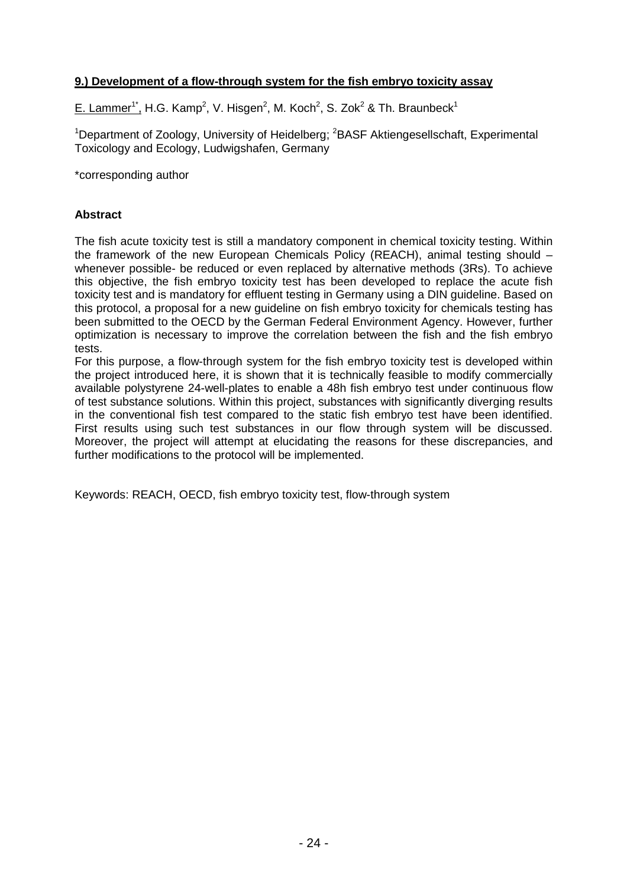## 9.) Development of a flow-through system for the fish embryo toxicity assay

E. Lammer[1*], H.G. Kamp[2], V. Hisgen[2], M. Koch[2], S. Zok[2] & Th. Braunbeck[1]

[1]Department of Zoology, University of Heidelberg; [2]BASF Aktiengesellschaft, Experimental Toxicology and Ecology, Ludwigshafen, Germany

*corresponding author

### Abstract

The fish acute toxicity test is still a mandatory component in chemical toxicity testing. Within the framework of the new European Chemicals Policy (REACH), animal testing should – whenever possible- be reduced or even replaced by alternative methods (3Rs). To achieve this objective, the fish embryo toxicity test has been developed to replace the acute fish toxicity test and is mandatory for effluent testing in Germany using a DIN guideline. Based on this protocol, a proposal for a new guideline on fish embryo toxicity for chemicals testing has been submitted to the OECD by the German Federal Environment Agency. However, further optimization is necessary to improve the correlation between the fish and the fish embryo tests.

For this purpose, a flow-through system for the fish embryo toxicity test is developed within the project introduced here, it is shown that it is technically feasible to modify commercially available polystyrene 24-well-plates to enable a 48h fish embryo test under continuous flow of test substance solutions. Within this project, substances with significantly diverging results in the conventional fish test compared to the static fish embryo test have been identified. First results using such test substances in our flow through system will be discussed. Moreover, the project will attempt at elucidating the reasons for these discrepancies, and further modifications to the protocol will be implemented.

Keywords: REACH, OECD, fish embryo toxicity test, flow-through system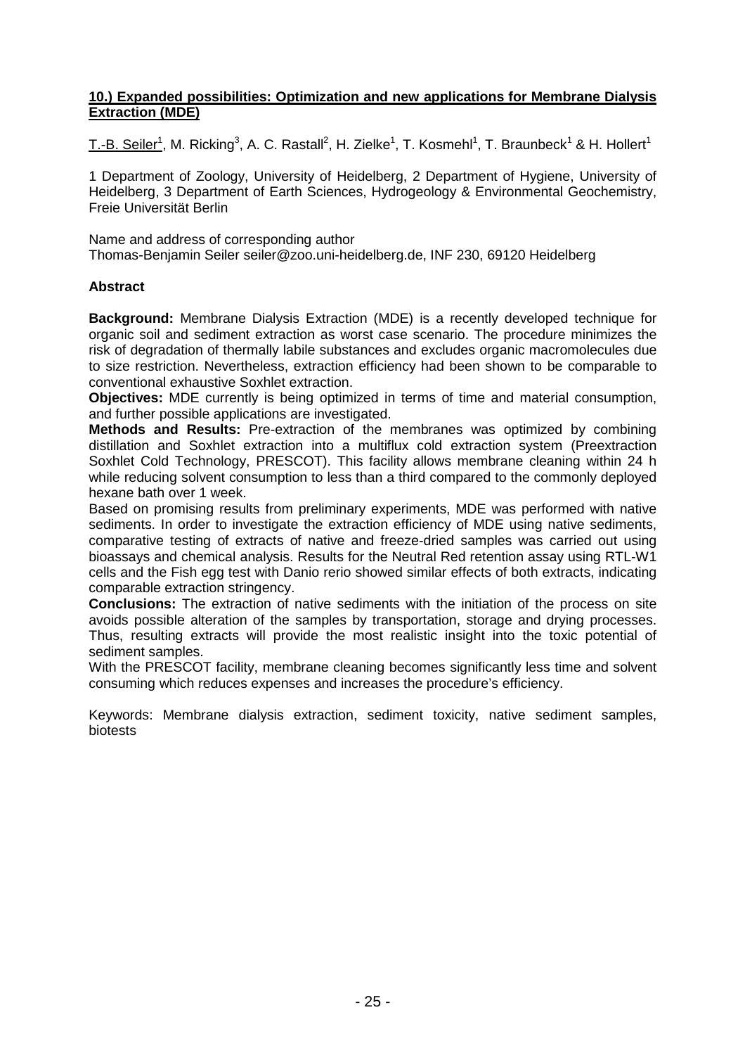## 10.) Expanded possibilities: Optimization and new applications for Membrane Dialysis Extraction (MDE)

T.-B. Seiler[1], M. Ricking[3], A. C. Rastall[2], H. Zielke[1], T. Kosmehl[1], T. Braunbeck[1] & H. Hollert[1]

1 Department of Zoology, University of Heidelberg, 2 Department of Hygiene, University of Heidelberg, 3 Department of Earth Sciences, Hydrogeology & Environmental Geochemistry, Freie Universität Berlin

Name and address of corresponding author
Thomas-Benjamin Seiler seiler@zoo.uni-heidelberg.de, INF 230, 69120 Heidelberg

### Abstract

**Background:** Membrane Dialysis Extraction (MDE) is a recently developed technique for organic soil and sediment extraction as worst case scenario. The procedure minimizes the risk of degradation of thermally labile substances and excludes organic macromolecules due to size restriction. Nevertheless, extraction efficiency had been shown to be comparable to conventional exhaustive Soxhlet extraction.

**Objectives:** MDE currently is being optimized in terms of time and material consumption, and further possible applications are investigated.

**Methods and Results:** Pre-extraction of the membranes was optimized by combining distillation and Soxhlet extraction into a multiflux cold extraction system (Preextraction Soxhlet Cold Technology, PRESCOT). This facility allows membrane cleaning within 24 h while reducing solvent consumption to less than a third compared to the commonly deployed hexane bath over 1 week.

Based on promising results from preliminary experiments, MDE was performed with native sediments. In order to investigate the extraction efficiency of MDE using native sediments, comparative testing of extracts of native and freeze-dried samples was carried out using bioassays and chemical analysis. Results for the Neutral Red retention assay using RTL-W1 cells and the Fish egg test with Danio rerio showed similar effects of both extracts, indicating comparable extraction stringency.

**Conclusions:** The extraction of native sediments with the initiation of the process on site avoids possible alteration of the samples by transportation, storage and drying processes. Thus, resulting extracts will provide the most realistic insight into the toxic potential of sediment samples.

With the PRESCOT facility, membrane cleaning becomes significantly less time and solvent consuming which reduces expenses and increases the procedure's efficiency.

Keywords: Membrane dialysis extraction, sediment toxicity, native sediment samples, biotests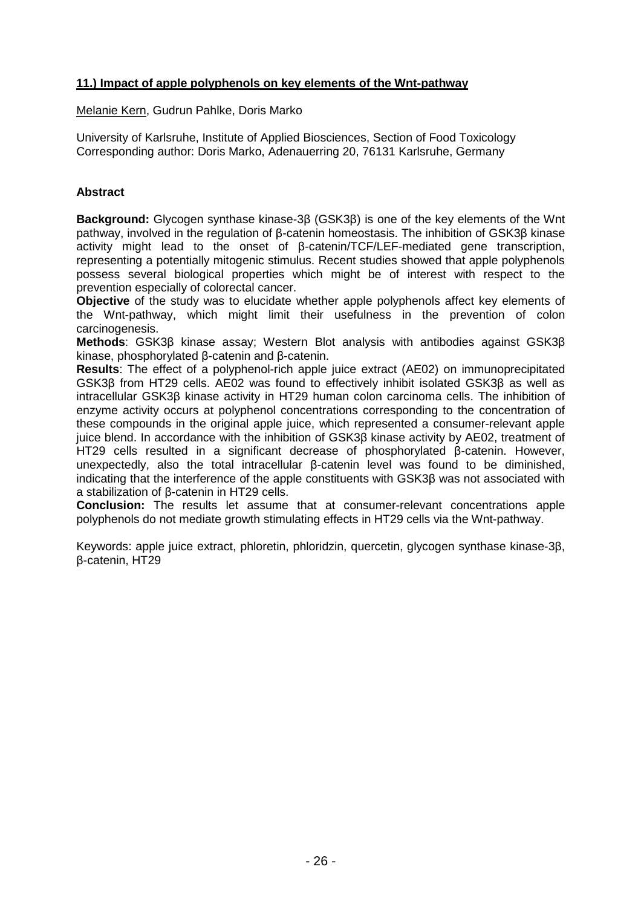## 11.) Impact of apple polyphenols on key elements of the Wnt-pathway

Melanie Kern, Gudrun Pahlke, Doris Marko

University of Karlsruhe, Institute of Applied Biosciences, Section of Food Toxicology
Corresponding author: Doris Marko, Adenauerring 20, 76131 Karlsruhe, Germany

### Abstract

**Background:** Glycogen synthase kinase-3β (GSK3β) is one of the key elements of the Wnt pathway, involved in the regulation of β-catenin homeostasis. The inhibition of GSK3β kinase activity might lead to the onset of β-catenin/TCF/LEF-mediated gene transcription, representing a potentially mitogenic stimulus. Recent studies showed that apple polyphenols possess several biological properties which might be of interest with respect to the prevention especially of colorectal cancer.

**Objective** of the study was to elucidate whether apple polyphenols affect key elements of the Wnt-pathway, which might limit their usefulness in the prevention of colon carcinogenesis.

**Methods**: GSK3β kinase assay; Western Blot analysis with antibodies against GSK3β kinase, phosphorylated β-catenin and β-catenin.

**Results**: The effect of a polyphenol-rich apple juice extract (AE02) on immunoprecipitated GSK3β from HT29 cells. AE02 was found to effectively inhibit isolated GSK3β as well as intracellular GSK3β kinase activity in HT29 human colon carcinoma cells. The inhibition of enzyme activity occurs at polyphenol concentrations corresponding to the concentration of these compounds in the original apple juice, which represented a consumer-relevant apple juice blend. In accordance with the inhibition of GSK3β kinase activity by AE02, treatment of HT29 cells resulted in a significant decrease of phosphorylated β-catenin. However, unexpectedly, also the total intracellular β-catenin level was found to be diminished, indicating that the interference of the apple constituents with GSK3β was not associated with a stabilization of β-catenin in HT29 cells.

**Conclusion:** The results let assume that at consumer-relevant concentrations apple polyphenols do not mediate growth stimulating effects in HT29 cells via the Wnt-pathway.

Keywords: apple juice extract, phloretin, phloridzin, quercetin, glycogen synthase kinase-3β, β-catenin, HT29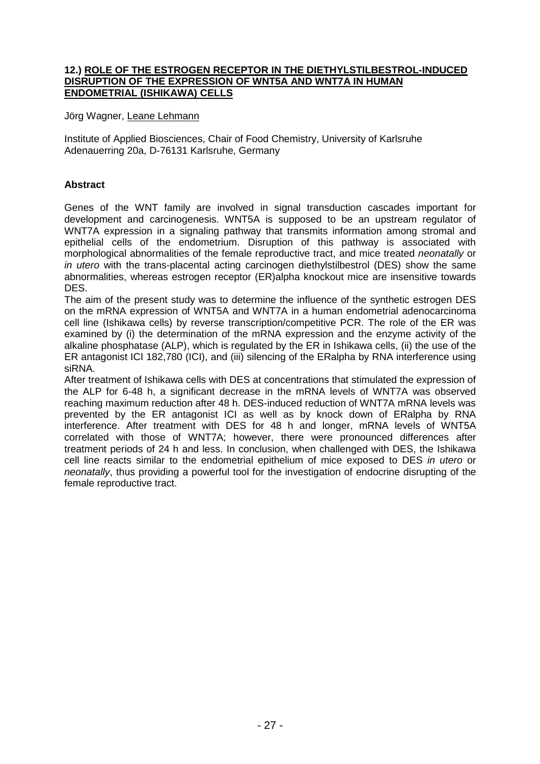## 12.) ROLE OF THE ESTROGEN RECEPTOR IN THE DIETHYLSTILBESTROL-INDUCED DISRUPTION OF THE EXPRESSION OF WNT5A AND WNT7A IN HUMAN ENDOMETRIAL (ISHIKAWA) CELLS

Jörg Wagner, Leane Lehmann

Institute of Applied Biosciences, Chair of Food Chemistry, University of Karlsruhe
Adenauerring 20a, D-76131 Karlsruhe, Germany

### Abstract

Genes of the WNT family are involved in signal transduction cascades important for development and carcinogenesis. WNT5A is supposed to be an upstream regulator of WNT7A expression in a signaling pathway that transmits information among stromal and epithelial cells of the endometrium. Disruption of this pathway is associated with morphological abnormalities of the female reproductive tract, and mice treated *neonatally* or *in utero* with the trans-placental acting carcinogen diethylstilbestrol (DES) show the same abnormalities, whereas estrogen receptor (ER)alpha knockout mice are insensitive towards DES.

The aim of the present study was to determine the influence of the synthetic estrogen DES on the mRNA expression of WNT5A and WNT7A in a human endometrial adenocarcinoma cell line (Ishikawa cells) by reverse transcription/competitive PCR. The role of the ER was examined by (i) the determination of the mRNA expression and the enzyme activity of the alkaline phosphatase (ALP), which is regulated by the ER in Ishikawa cells, (ii) the use of the ER antagonist ICI 182,780 (ICI), and (iii) silencing of the ERalpha by RNA interference using siRNA.

After treatment of Ishikawa cells with DES at concentrations that stimulated the expression of the ALP for 6-48 h, a significant decrease in the mRNA levels of WNT7A was observed reaching maximum reduction after 48 h. DES-induced reduction of WNT7A mRNA levels was prevented by the ER antagonist ICI as well as by knock down of ERalpha by RNA interference. After treatment with DES for 48 h and longer, mRNA levels of WNT5A correlated with those of WNT7A; however, there were pronounced differences after treatment periods of 24 h and less. In conclusion, when challenged with DES, the Ishikawa cell line reacts similar to the endometrial epithelium of mice exposed to DES *in utero* or *neonatally*, thus providing a powerful tool for the investigation of endocrine disrupting of the female reproductive tract.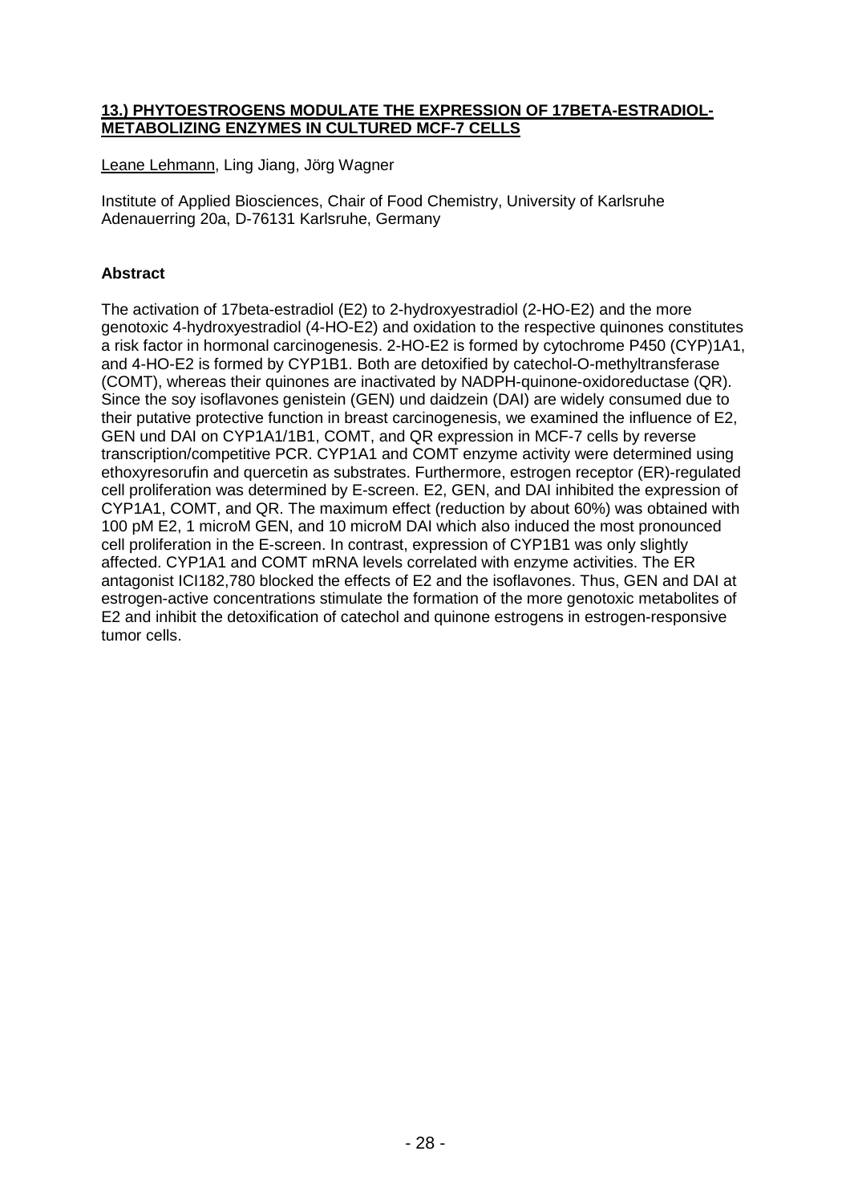## 13.) PHYTOESTROGENS MODULATE THE EXPRESSION OF 17BETA-ESTRADIOL-METABOLIZING ENZYMES IN CULTURED MCF-7 CELLS

Leane Lehmann, Ling Jiang, Jörg Wagner

Institute of Applied Biosciences, Chair of Food Chemistry, University of Karlsruhe Adenauerring 20a, D-76131 Karlsruhe, Germany

### Abstract

The activation of 17beta-estradiol (E2) to 2-hydroxyestradiol (2-HO-E2) and the more genotoxic 4-hydroxyestradiol (4-HO-E2) and oxidation to the respective quinones constitutes a risk factor in hormonal carcinogenesis. 2-HO-E2 is formed by cytochrome P450 (CYP)1A1, and 4-HO-E2 is formed by CYP1B1. Both are detoxified by catechol-O-methyltransferase (COMT), whereas their quinones are inactivated by NADPH-quinone-oxidoreductase (QR). Since the soy isoflavones genistein (GEN) und daidzein (DAI) are widely consumed due to their putative protective function in breast carcinogenesis, we examined the influence of E2, GEN und DAI on CYP1A1/1B1, COMT, and QR expression in MCF-7 cells by reverse transcription/competitive PCR. CYP1A1 and COMT enzyme activity were determined using ethoxyresorufin and quercetin as substrates. Furthermore, estrogen receptor (ER)-regulated cell proliferation was determined by E-screen. E2, GEN, and DAI inhibited the expression of CYP1A1, COMT, and QR. The maximum effect (reduction by about 60%) was obtained with 100 pM E2, 1 microM GEN, and 10 microM DAI which also induced the most pronounced cell proliferation in the E-screen. In contrast, expression of CYP1B1 was only slightly affected. CYP1A1 and COMT mRNA levels correlated with enzyme activities. The ER antagonist ICI182,780 blocked the effects of E2 and the isoflavones. Thus, GEN and DAI at estrogen-active concentrations stimulate the formation of the more genotoxic metabolites of E2 and inhibit the detoxification of catechol and quinone estrogens in estrogen-responsive tumor cells.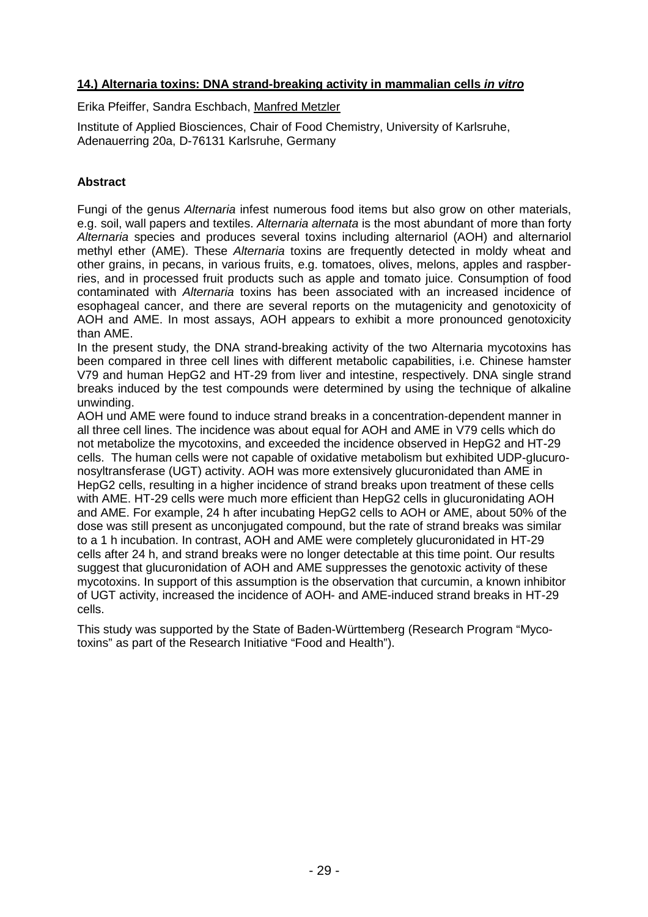## 14.) Alternaria toxins: DNA strand-breaking activity in mammalian cells *in vitro*

Erika Pfeiffer, Sandra Eschbach, Manfred Metzler

Institute of Applied Biosciences, Chair of Food Chemistry, University of Karlsruhe, Adenauerring 20a, D-76131 Karlsruhe, Germany

### Abstract

Fungi of the genus *Alternaria* infest numerous food items but also grow on other materials, e.g. soil, wall papers and textiles. *Alternaria alternata* is the most abundant of more than forty *Alternaria* species and produces several toxins including alternariol (AOH) and alternariol methyl ether (AME). These *Alternaria* toxins are frequently detected in moldy wheat and other grains, in pecans, in various fruits, e.g. tomatoes, olives, melons, apples and raspberries, and in processed fruit products such as apple and tomato juice. Consumption of food contaminated with *Alternaria* toxins has been associated with an increased incidence of esophageal cancer, and there are several reports on the mutagenicity and genotoxicity of AOH and AME. In most assays, AOH appears to exhibit a more pronounced genotoxicity than AME.

In the present study, the DNA strand-breaking activity of the two Alternaria mycotoxins has been compared in three cell lines with different metabolic capabilities, i.e. Chinese hamster V79 and human HepG2 and HT-29 from liver and intestine, respectively. DNA single strand breaks induced by the test compounds were determined by using the technique of alkaline unwinding.

AOH und AME were found to induce strand breaks in a concentration-dependent manner in all three cell lines. The incidence was about equal for AOH and AME in V79 cells which do not metabolize the mycotoxins, and exceeded the incidence observed in HepG2 and HT-29 cells. The human cells were not capable of oxidative metabolism but exhibited UDP-glucuronosyltransferase (UGT) activity. AOH was more extensively glucuronidated than AME in HepG2 cells, resulting in a higher incidence of strand breaks upon treatment of these cells with AME. HT-29 cells were much more efficient than HepG2 cells in glucuronidating AOH and AME. For example, 24 h after incubating HepG2 cells to AOH or AME, about 50% of the dose was still present as unconjugated compound, but the rate of strand breaks was similar to a 1 h incubation. In contrast, AOH and AME were completely glucuronidated in HT-29 cells after 24 h, and strand breaks were no longer detectable at this time point. Our results suggest that glucuronidation of AOH and AME suppresses the genotoxic activity of these mycotoxins. In support of this assumption is the observation that curcumin, a known inhibitor of UGT activity, increased the incidence of AOH- and AME-induced strand breaks in HT-29 cells.

This study was supported by the State of Baden-Württemberg (Research Program "Mycotoxins" as part of the Research Initiative "Food and Health").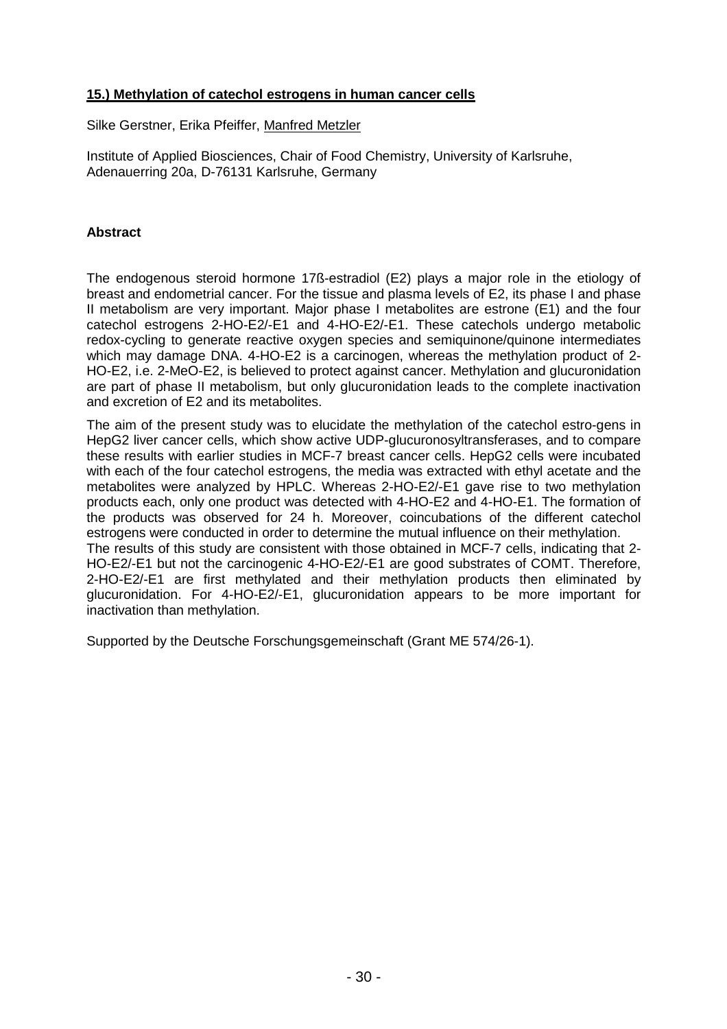## 15.) Methylation of catechol estrogens in human cancer cells

Silke Gerstner, Erika Pfeiffer, Manfred Metzler

Institute of Applied Biosciences, Chair of Food Chemistry, University of Karlsruhe, Adenauerring 20a, D-76131 Karlsruhe, Germany

### Abstract

The endogenous steroid hormone 17ß-estradiol (E2) plays a major role in the etiology of breast and endometrial cancer. For the tissue and plasma levels of E2, its phase I and phase II metabolism are very important. Major phase I metabolites are estrone (E1) and the four catechol estrogens 2-HO-E2/-E1 and 4-HO-E2/-E1. These catechols undergo metabolic redox-cycling to generate reactive oxygen species and semiquinone/quinone intermediates which may damage DNA. 4-HO-E2 is a carcinogen, whereas the methylation product of 2-HO-E2, i.e. 2-MeO-E2, is believed to protect against cancer. Methylation and glucuronidation are part of phase II metabolism, but only glucuronidation leads to the complete inactivation and excretion of E2 and its metabolites.

The aim of the present study was to elucidate the methylation of the catechol estro-gens in HepG2 liver cancer cells, which show active UDP-glucuronosyltransferases, and to compare these results with earlier studies in MCF-7 breast cancer cells. HepG2 cells were incubated with each of the four catechol estrogens, the media was extracted with ethyl acetate and the metabolites were analyzed by HPLC. Whereas 2-HO-E2/-E1 gave rise to two methylation products each, only one product was detected with 4-HO-E2 and 4-HO-E1. The formation of the products was observed for 24 h. Moreover, coincubations of the different catechol estrogens were conducted in order to determine the mutual influence on their methylation.
The results of this study are consistent with those obtained in MCF-7 cells, indicating that 2-HO-E2/-E1 but not the carcinogenic 4-HO-E2/-E1 are good substrates of COMT. Therefore, 2-HO-E2/-E1 are first methylated and their methylation products then eliminated by glucuronidation. For 4-HO-E2/-E1, glucuronidation appears to be more important for inactivation than methylation.

Supported by the Deutsche Forschungsgemeinschaft (Grant ME 574/26-1).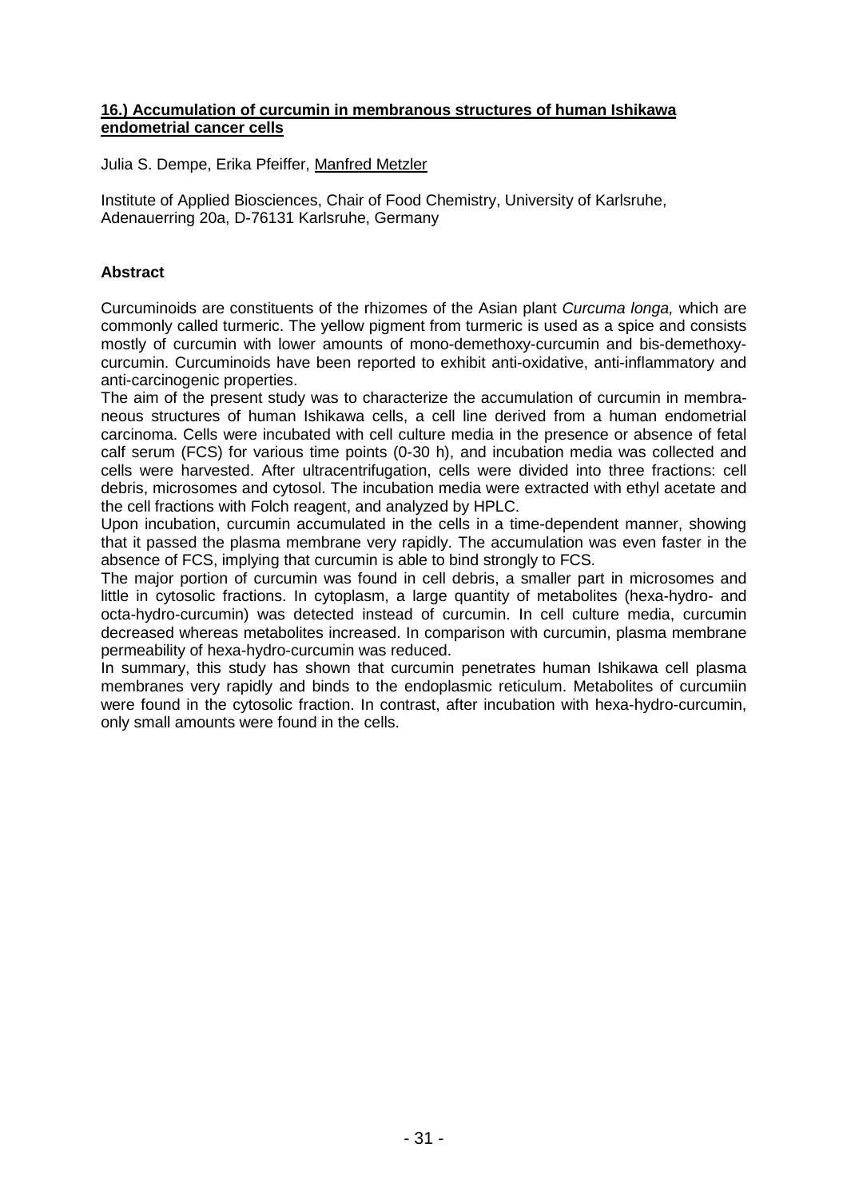**16.) Accumulation of curcumin in membranous structures of human Ishikawa endometrial cancer cells**

Julia S. Dempe, Erika Pfeiffer, Manfred Metzler

Institute of Applied Biosciences, Chair of Food Chemistry, University of Karlsruhe, Adenauerring 20a, D-76131 Karlsruhe, Germany

**Abstract**

Curcuminoids are constituents of the rhizomes of the Asian plant *Curcuma longa,* which are commonly called turmeric. The yellow pigment from turmeric is used as a spice and consists mostly of curcumin with lower amounts of mono-demethoxy-curcumin and bis-demethoxy-curcumin. Curcuminoids have been reported to exhibit anti-oxidative, anti-inflammatory and anti-carcinogenic properties.

The aim of the present study was to characterize the accumulation of curcumin in membraneous structures of human Ishikawa cells, a cell line derived from a human endometrial carcinoma. Cells were incubated with cell culture media in the presence or absence of fetal calf serum (FCS) for various time points (0-30 h), and incubation media was collected and cells were harvested. After ultracentrifugation, cells were divided into three fractions: cell debris, microsomes and cytosol. The incubation media were extracted with ethyl acetate and the cell fractions with Folch reagent, and analyzed by HPLC.

Upon incubation, curcumin accumulated in the cells in a time-dependent manner, showing that it passed the plasma membrane very rapidly. The accumulation was even faster in the absence of FCS, implying that curcumin is able to bind strongly to FCS.

The major portion of curcumin was found in cell debris, a smaller part in microsomes and little in cytosolic fractions. In cytoplasm, a large quantity of metabolites (hexa-hydro- and octa-hydro-curcumin) was detected instead of curcumin. In cell culture media, curcumin decreased whereas metabolites increased. In comparison with curcumin, plasma membrane permeability of hexa-hydro-curcumin was reduced.

In summary, this study has shown that curcumin penetrates human Ishikawa cell plasma membranes very rapidly and binds to the endoplasmic reticulum. Metabolites of curcumiin were found in the cytosolic fraction. In contrast, after incubation with hexa-hydro-curcumin, only small amounts were found in the cells.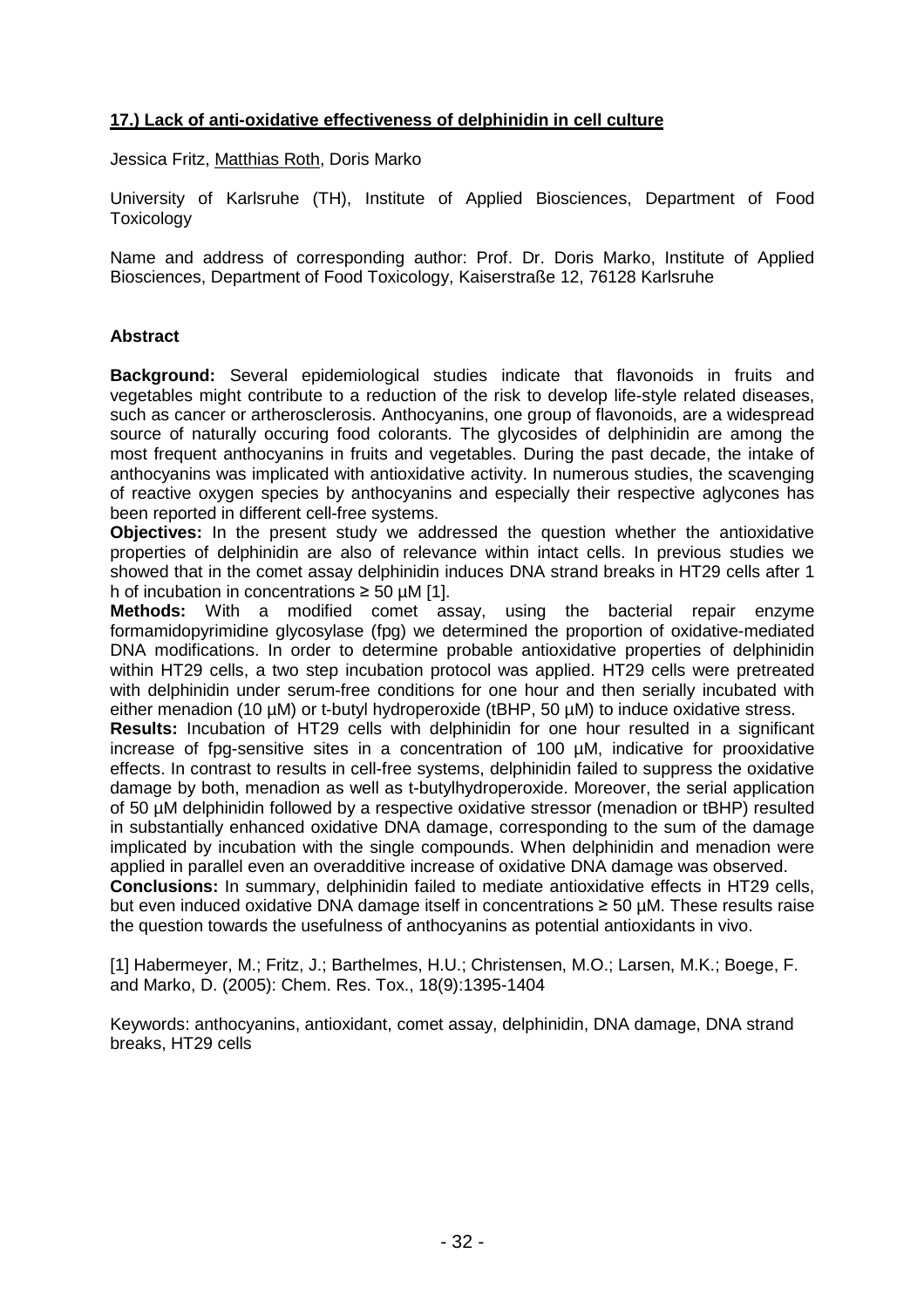## **17.) Lack of anti-oxidative effectiveness of delphinidin in cell culture**

Jessica Fritz, Matthias Roth, Doris Marko

University of Karlsruhe (TH), Institute of Applied Biosciences, Department of Food Toxicology

Name and address of corresponding author: Prof. Dr. Doris Marko, Institute of Applied Biosciences, Department of Food Toxicology, Kaiserstraße 12, 76128 Karlsruhe

### **Abstract**

**Background:** Several epidemiological studies indicate that flavonoids in fruits and vegetables might contribute to a reduction of the risk to develop life-style related diseases, such as cancer or artherosclerosis. Anthocyanins, one group of flavonoids, are a widespread source of naturally occuring food colorants. The glycosides of delphinidin are among the most frequent anthocyanins in fruits and vegetables. During the past decade, the intake of anthocyanins was implicated with antioxidative activity. In numerous studies, the scavenging of reactive oxygen species by anthocyanins and especially their respective aglycones has been reported in different cell-free systems.

**Objectives:** In the present study we addressed the question whether the antioxidative properties of delphinidin are also of relevance within intact cells. In previous studies we showed that in the comet assay delphinidin induces DNA strand breaks in HT29 cells after 1 h of incubation in concentrations ≥ 50 µM [1].

**Methods:** With a modified comet assay, using the bacterial repair enzyme formamidopyrimidine glycosylase (fpg) we determined the proportion of oxidative-mediated DNA modifications. In order to determine probable antioxidative properties of delphinidin within HT29 cells, a two step incubation protocol was applied. HT29 cells were pretreated with delphinidin under serum-free conditions for one hour and then serially incubated with either menadion (10 µM) or t-butyl hydroperoxide (tBHP, 50 µM) to induce oxidative stress.

**Results:** Incubation of HT29 cells with delphinidin for one hour resulted in a significant increase of fpg-sensitive sites in a concentration of 100 µM, indicative for prooxidative effects. In contrast to results in cell-free systems, delphinidin failed to suppress the oxidative damage by both, menadion as well as t-butylhydroperoxide. Moreover, the serial application of 50 µM delphinidin followed by a respective oxidative stressor (menadion or tBHP) resulted in substantially enhanced oxidative DNA damage, corresponding to the sum of the damage implicated by incubation with the single compounds. When delphinidin and menadion were applied in parallel even an overadditive increase of oxidative DNA damage was observed.

**Conclusions:** In summary, delphinidin failed to mediate antioxidative effects in HT29 cells, but even induced oxidative DNA damage itself in concentrations ≥ 50 µM. These results raise the question towards the usefulness of anthocyanins as potential antioxidants in vivo.

[1] Habermeyer, M.; Fritz, J.; Barthelmes, H.U.; Christensen, M.O.; Larsen, M.K.; Boege, F. and Marko, D. (2005): Chem. Res. Tox., 18(9):1395-1404

Keywords: anthocyanins, antioxidant, comet assay, delphinidin, DNA damage, DNA strand breaks, HT29 cells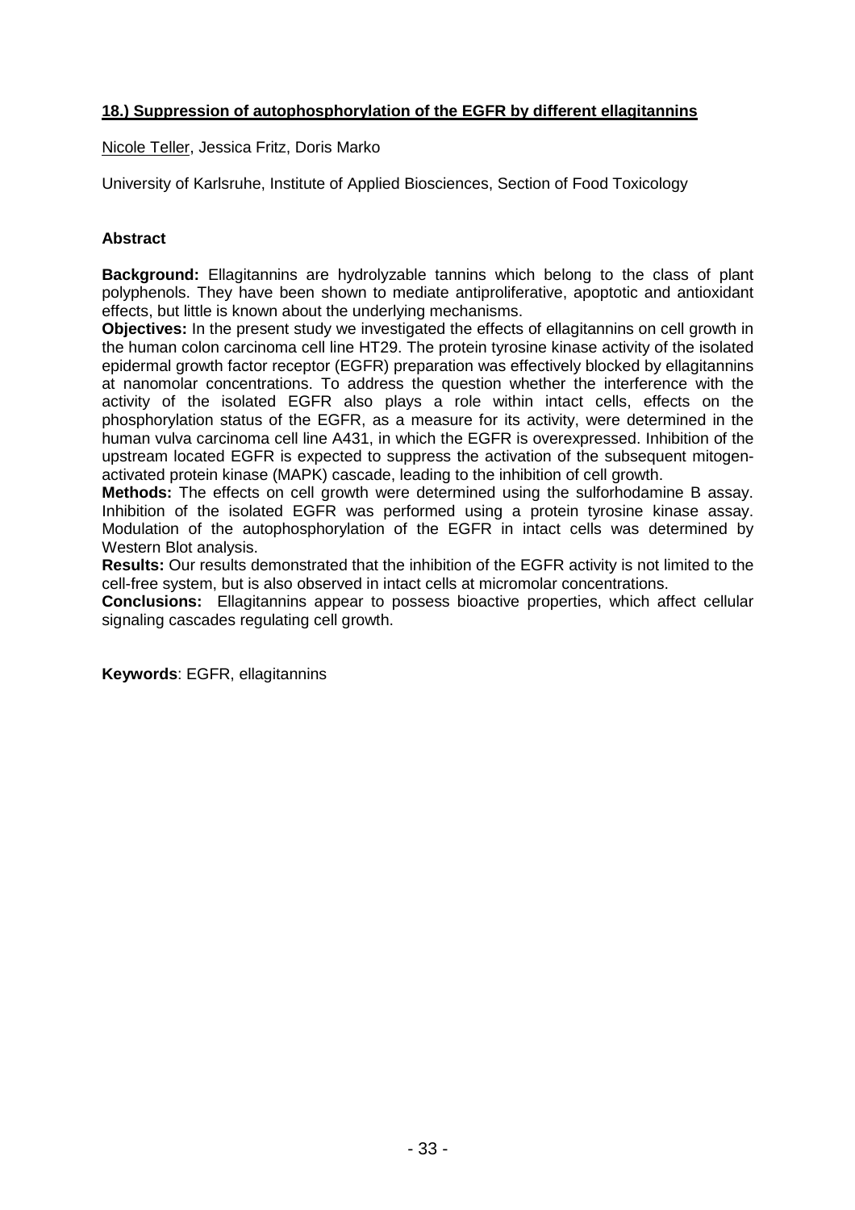## 18.) Suppression of autophosphorylation of the EGFR by different ellagitannins

Nicole Teller, Jessica Fritz, Doris Marko

University of Karlsruhe, Institute of Applied Biosciences, Section of Food Toxicology

### Abstract

**Background:** Ellagitannins are hydrolyzable tannins which belong to the class of plant polyphenols. They have been shown to mediate antiproliferative, apoptotic and antioxidant effects, but little is known about the underlying mechanisms.

**Objectives:** In the present study we investigated the effects of ellagitannins on cell growth in the human colon carcinoma cell line HT29. The protein tyrosine kinase activity of the isolated epidermal growth factor receptor (EGFR) preparation was effectively blocked by ellagitannins at nanomolar concentrations. To address the question whether the interference with the activity of the isolated EGFR also plays a role within intact cells, effects on the phosphorylation status of the EGFR, as a measure for its activity, were determined in the human vulva carcinoma cell line A431, in which the EGFR is overexpressed. Inhibition of the upstream located EGFR is expected to suppress the activation of the subsequent mitogen-activated protein kinase (MAPK) cascade, leading to the inhibition of cell growth.

**Methods:** The effects on cell growth were determined using the sulforhodamine B assay. Inhibition of the isolated EGFR was performed using a protein tyrosine kinase assay. Modulation of the autophosphorylation of the EGFR in intact cells was determined by Western Blot analysis.

**Results:** Our results demonstrated that the inhibition of the EGFR activity is not limited to the cell-free system, but is also observed in intact cells at micromolar concentrations.

**Conclusions:** Ellagitannins appear to possess bioactive properties, which affect cellular signaling cascades regulating cell growth.

**Keywords**: EGFR, ellagitannins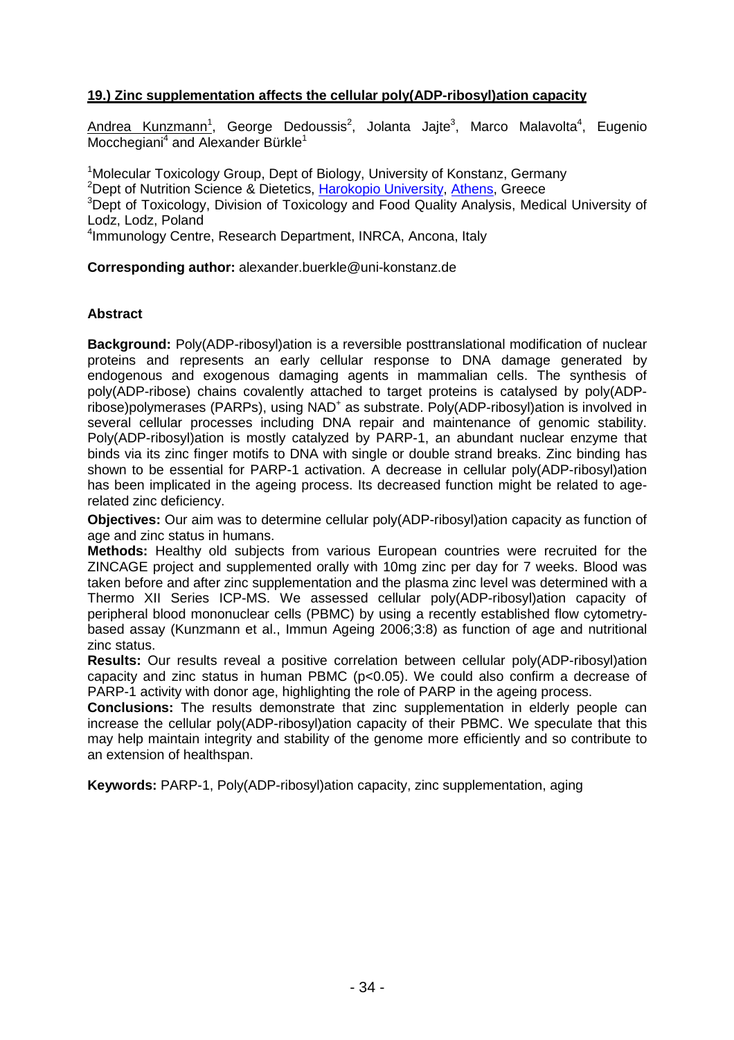## 19.) Zinc supplementation affects the cellular poly(ADP-ribosyl)ation capacity

Andrea Kunzmann[1], George Dedoussis[2], Jolanta Jajte[3], Marco Malavolta[4], Eugenio Mocchegiani[4] and Alexander Bürkle[1]

[1]Molecular Toxicology Group, Dept of Biology, University of Konstanz, Germany
[2]Dept of Nutrition Science & Dietetics, Harokopio University, Athens, Greece
[3]Dept of Toxicology, Division of Toxicology and Food Quality Analysis, Medical University of Lodz, Lodz, Poland
[4]Immunology Centre, Research Department, INRCA, Ancona, Italy

**Corresponding author:** alexander.buerkle@uni-konstanz.de

**Abstract**

**Background:** Poly(ADP-ribosyl)ation is a reversible posttranslational modification of nuclear proteins and represents an early cellular response to DNA damage generated by endogenous and exogenous damaging agents in mammalian cells. The synthesis of poly(ADP-ribose) chains covalently attached to target proteins is catalysed by poly(ADP-ribose)polymerases (PARPs), using $NAD^+$ as substrate. Poly(ADP-ribosyl)ation is involved in several cellular processes including DNA repair and maintenance of genomic stability. Poly(ADP-ribosyl)ation is mostly catalyzed by PARP-1, an abundant nuclear enzyme that binds via its zinc finger motifs to DNA with single or double strand breaks. Zinc binding has shown to be essential for PARP-1 activation. A decrease in cellular poly(ADP-ribosyl)ation has been implicated in the ageing process. Its decreased function might be related to age-related zinc deficiency.

**Objectives:** Our aim was to determine cellular poly(ADP-ribosyl)ation capacity as function of age and zinc status in humans.

**Methods:** Healthy old subjects from various European countries were recruited for the ZINCAGE project and supplemented orally with 10mg zinc per day for 7 weeks. Blood was taken before and after zinc supplementation and the plasma zinc level was determined with a Thermo XII Series ICP-MS. We assessed cellular poly(ADP-ribosyl)ation capacity of peripheral blood mononuclear cells (PBMC) by using a recently established flow cytometry-based assay (Kunzmann et al., Immun Ageing 2006;3:8) as function of age and nutritional zinc status.

**Results:** Our results reveal a positive correlation between cellular poly(ADP-ribosyl)ation capacity and zinc status in human PBMC ($p<0.05$). We could also confirm a decrease of PARP-1 activity with donor age, highlighting the role of PARP in the ageing process.

**Conclusions:** The results demonstrate that zinc supplementation in elderly people can increase the cellular poly(ADP-ribosyl)ation capacity of their PBMC. We speculate that this may help maintain integrity and stability of the genome more efficiently and so contribute to an extension of healthspan.

**Keywords:** PARP-1, Poly(ADP-ribosyl)ation capacity, zinc supplementation, aging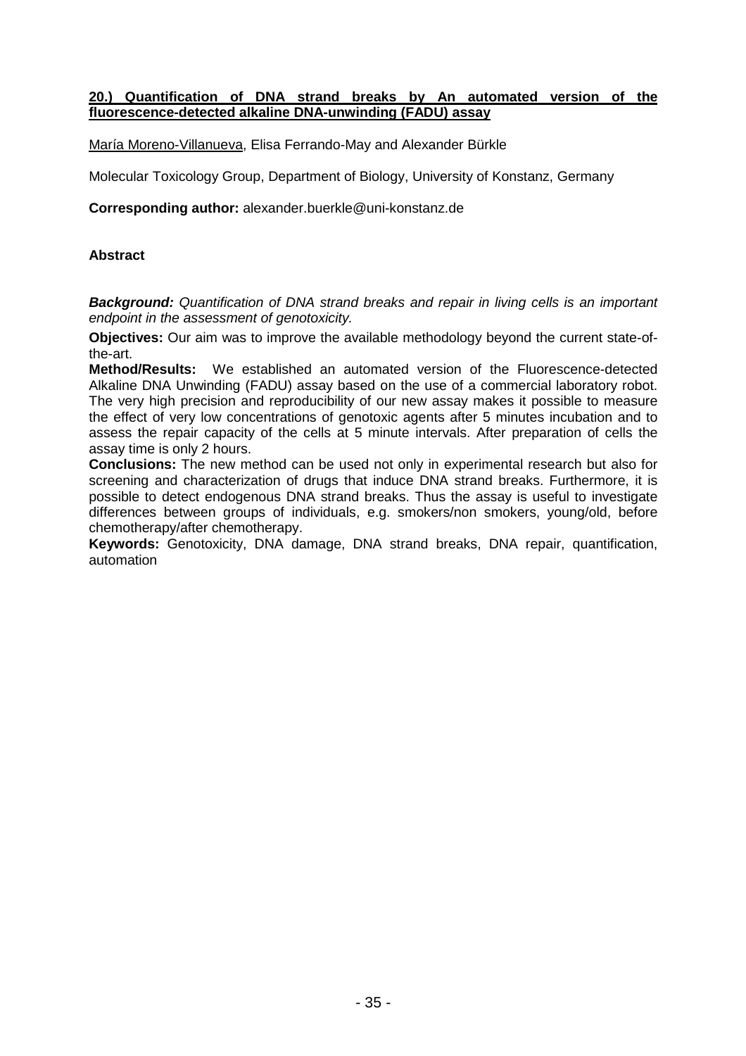## 20.) Quantification of DNA strand breaks by An automated version of the fluorescence-detected alkaline DNA-unwinding (FADU) assay

María Moreno-Villanueva, Elisa Ferrando-May and Alexander Bürkle

Molecular Toxicology Group, Department of Biology, University of Konstanz, Germany

**Corresponding author:** alexander.buerkle@uni-konstanz.de

### Abstract

***Background:*** *Quantification of DNA strand breaks and repair in living cells is an important endpoint in the assessment of genotoxicity.*

**Objectives:** Our aim was to improve the available methodology beyond the current state-of-the-art.

**Method/Results:** We established an automated version of the Fluorescence-detected Alkaline DNA Unwinding (FADU) assay based on the use of a commercial laboratory robot. The very high precision and reproducibility of our new assay makes it possible to measure the effect of very low concentrations of genotoxic agents after 5 minutes incubation and to assess the repair capacity of the cells at 5 minute intervals. After preparation of cells the assay time is only 2 hours.

**Conclusions:** The new method can be used not only in experimental research but also for screening and characterization of drugs that induce DNA strand breaks. Furthermore, it is possible to detect endogenous DNA strand breaks. Thus the assay is useful to investigate differences between groups of individuals, e.g. smokers/non smokers, young/old, before chemotherapy/after chemotherapy.

**Keywords:** Genotoxicity, DNA damage, DNA strand breaks, DNA repair, quantification, automation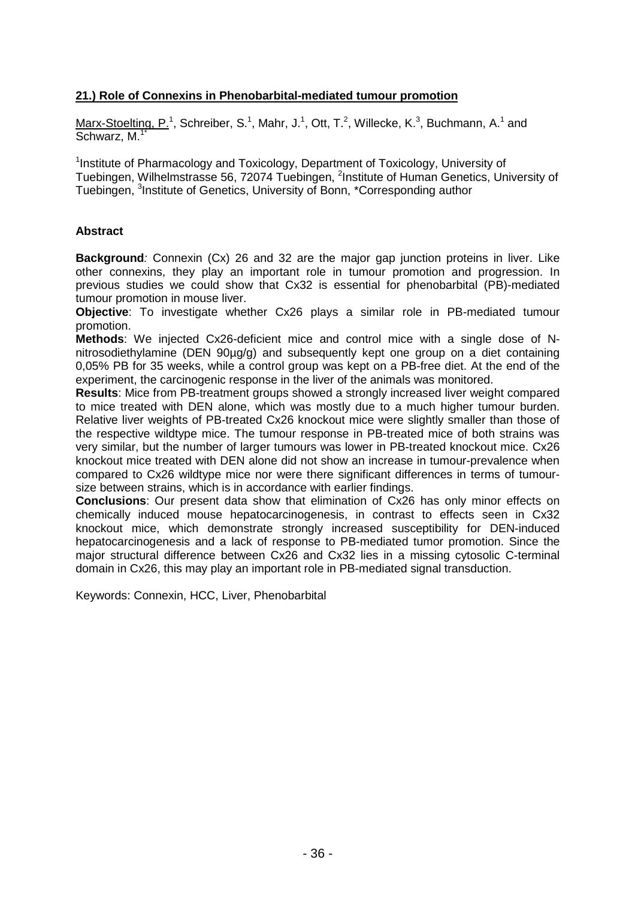## 21.) Role of Connexins in Phenobarbital-mediated tumour promotion

Marx-Stoelting, P.[1], Schreiber, S.[1], Mahr, J.[1], Ott, T.[2], Willecke, K.[3], Buchmann, A.[1] and Schwarz, M.[1*]

[1]Institute of Pharmacology and Toxicology, Department of Toxicology, University of Tuebingen, Wilhelmstrasse 56, 72074 Tuebingen, [2]Institute of Human Genetics, University of Tuebingen, [3]Institute of Genetics, University of Bonn, *Corresponding author

### Abstract

**Background***:* Connexin (Cx) 26 and 32 are the major gap junction proteins in liver. Like other connexins, they play an important role in tumour promotion and progression. In previous studies we could show that Cx32 is essential for phenobarbital (PB)-mediated tumour promotion in mouse liver.

**Objective**: To investigate whether Cx26 plays a similar role in PB-mediated tumour promotion.

**Methods**: We injected Cx26-deficient mice and control mice with a single dose of N-nitrosodiethylamine (DEN 90µg/g) and subsequently kept one group on a diet containing 0,05% PB for 35 weeks, while a control group was kept on a PB-free diet. At the end of the experiment, the carcinogenic response in the liver of the animals was monitored.

**Results**: Mice from PB-treatment groups showed a strongly increased liver weight compared to mice treated with DEN alone, which was mostly due to a much higher tumour burden. Relative liver weights of PB-treated Cx26 knockout mice were slightly smaller than those of the respective wildtype mice. The tumour response in PB-treated mice of both strains was very similar, but the number of larger tumours was lower in PB-treated knockout mice. Cx26 knockout mice treated with DEN alone did not show an increase in tumour-prevalence when compared to Cx26 wildtype mice nor were there significant differences in terms of tumour-size between strains, which is in accordance with earlier findings.

**Conclusions**: Our present data show that elimination of Cx26 has only minor effects on chemically induced mouse hepatocarcinogenesis, in contrast to effects seen in Cx32 knockout mice, which demonstrate strongly increased susceptibility for DEN-induced hepatocarcinogenesis and a lack of response to PB-mediated tumor promotion. Since the major structural difference between Cx26 and Cx32 lies in a missing cytosolic C-terminal domain in Cx26, this may play an important role in PB-mediated signal transduction.

Keywords: Connexin, HCC, Liver, Phenobarbital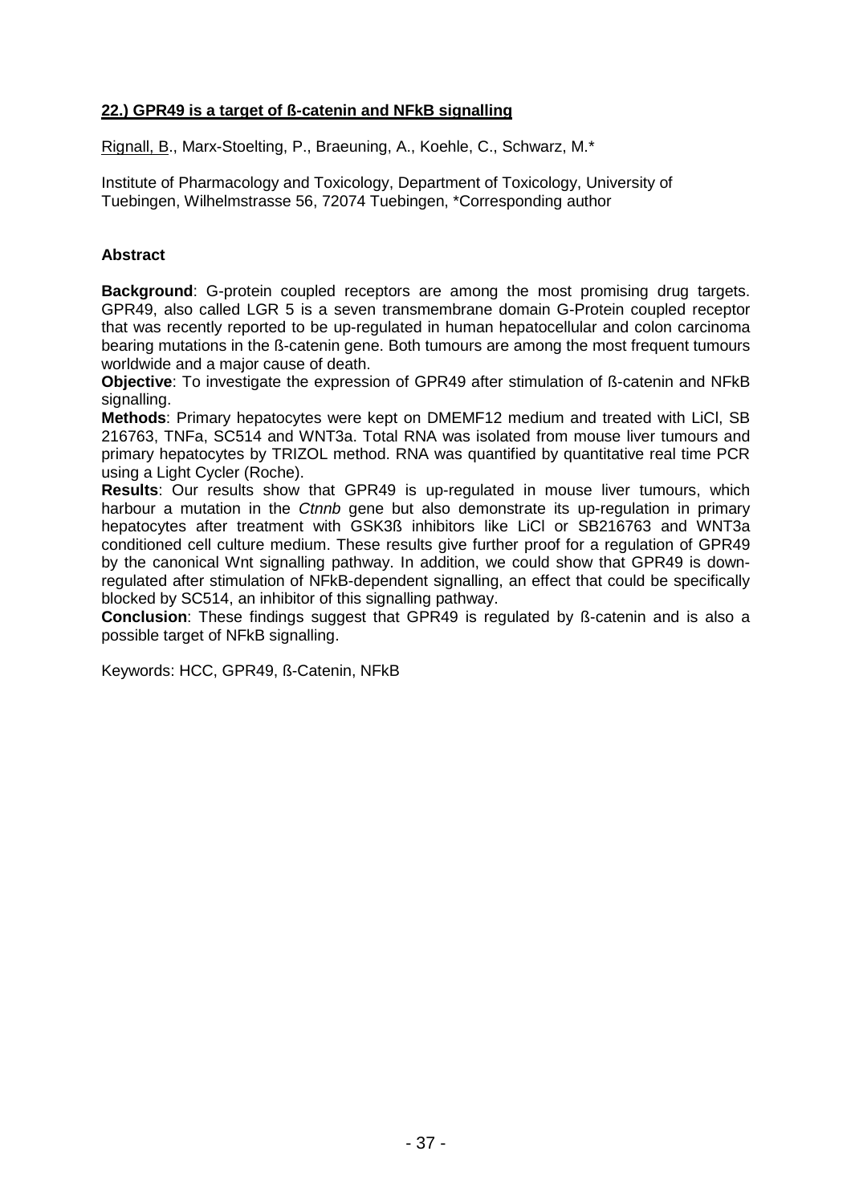**<u>22.) GPR49 is a target of ß-catenin and NFkB signalling</u>**

<u>Rignall, B</u>., Marx-Stoelting, P., Braeuning, A., Koehle, C., Schwarz, M.*

Institute of Pharmacology and Toxicology, Department of Toxicology, University of Tuebingen, Wilhelmstrasse 56, 72074 Tuebingen, *Corresponding author

**Abstract**

**Background**: G-protein coupled receptors are among the most promising drug targets. GPR49, also called LGR 5 is a seven transmembrane domain G-Protein coupled receptor that was recently reported to be up-regulated in human hepatocellular and colon carcinoma bearing mutations in the ß-catenin gene. Both tumours are among the most frequent tumours worldwide and a major cause of death.

**Objective**: To investigate the expression of GPR49 after stimulation of ß-catenin and NFkB signalling.

**Methods**: Primary hepatocytes were kept on DMEMF12 medium and treated with LiCl, SB 216763, TNFa, SC514 and WNT3a. Total RNA was isolated from mouse liver tumours and primary hepatocytes by TRIZOL method. RNA was quantified by quantitative real time PCR using a Light Cycler (Roche).

**Results**: Our results show that GPR49 is up-regulated in mouse liver tumours, which harbour a mutation in the *Ctnnb* gene but also demonstrate its up-regulation in primary hepatocytes after treatment with GSK3ß inhibitors like LiCl or SB216763 and WNT3a conditioned cell culture medium. These results give further proof for a regulation of GPR49 by the canonical Wnt signalling pathway. In addition, we could show that GPR49 is down-regulated after stimulation of NFkB-dependent signalling, an effect that could be specifically blocked by SC514, an inhibitor of this signalling pathway.

**Conclusion**: These findings suggest that GPR49 is regulated by ß-catenin and is also a possible target of NFkB signalling.

Keywords: HCC, GPR49, ß-Catenin, NFkB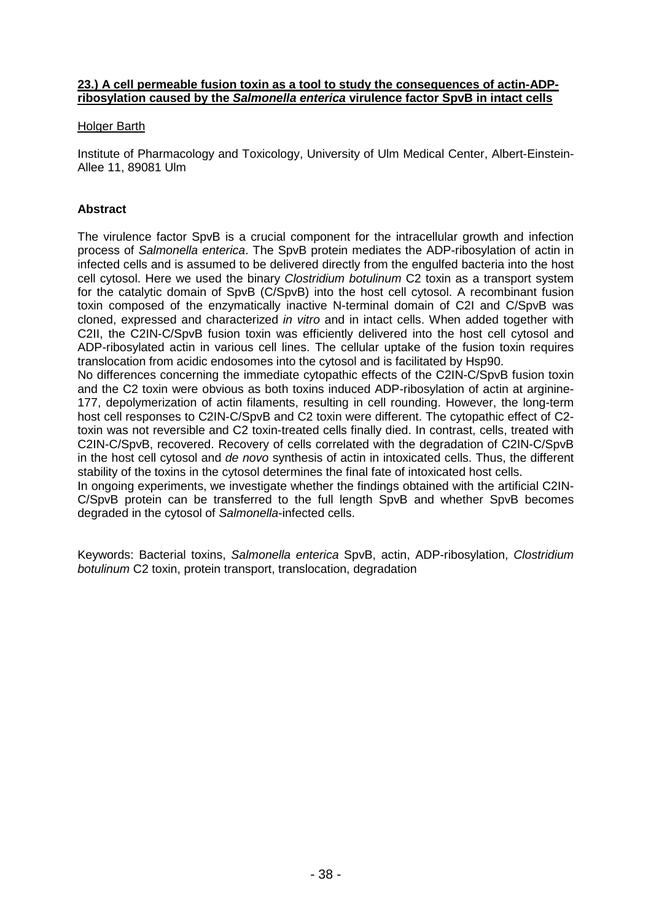**23.) A cell permeable fusion toxin as a tool to study the consequences of actin-ADP-ribosylation caused by the *Salmonella enterica* virulence factor SpvB in intact cells**

Holger Barth

Institute of Pharmacology and Toxicology, University of Ulm Medical Center, Albert-Einstein-Allee 11, 89081 Ulm

**Abstract**

The virulence factor SpvB is a crucial component for the intracellular growth and infection process of *Salmonella enterica*. The SpvB protein mediates the ADP-ribosylation of actin in infected cells and is assumed to be delivered directly from the engulfed bacteria into the host cell cytosol. Here we used the binary *Clostridium botulinum* C2 toxin as a transport system for the catalytic domain of SpvB (C/SpvB) into the host cell cytosol. A recombinant fusion toxin composed of the enzymatically inactive N-terminal domain of C2I and C/SpvB was cloned, expressed and characterized *in vitro* and in intact cells. When added together with C2II, the C2IN-C/SpvB fusion toxin was efficiently delivered into the host cell cytosol and ADP-ribosylated actin in various cell lines. The cellular uptake of the fusion toxin requires translocation from acidic endosomes into the cytosol and is facilitated by Hsp90.

No differences concerning the immediate cytopathic effects of the C2IN-C/SpvB fusion toxin and the C2 toxin were obvious as both toxins induced ADP-ribosylation of actin at arginine-177, depolymerization of actin filaments, resulting in cell rounding. However, the long-term host cell responses to C2IN-C/SpvB and C2 toxin were different. The cytopathic effect of C2-toxin was not reversible and C2 toxin-treated cells finally died. In contrast, cells, treated with C2IN-C/SpvB, recovered. Recovery of cells correlated with the degradation of C2IN-C/SpvB in the host cell cytosol and *de novo* synthesis of actin in intoxicated cells. Thus, the different stability of the toxins in the cytosol determines the final fate of intoxicated host cells.

In ongoing experiments, we investigate whether the findings obtained with the artificial C2IN-C/SpvB protein can be transferred to the full length SpvB and whether SpvB becomes degraded in the cytosol of *Salmonella*-infected cells.

Keywords: Bacterial toxins, *Salmonella enterica* SpvB, actin, ADP-ribosylation, *Clostridium botulinum* C2 toxin, protein transport, translocation, degradation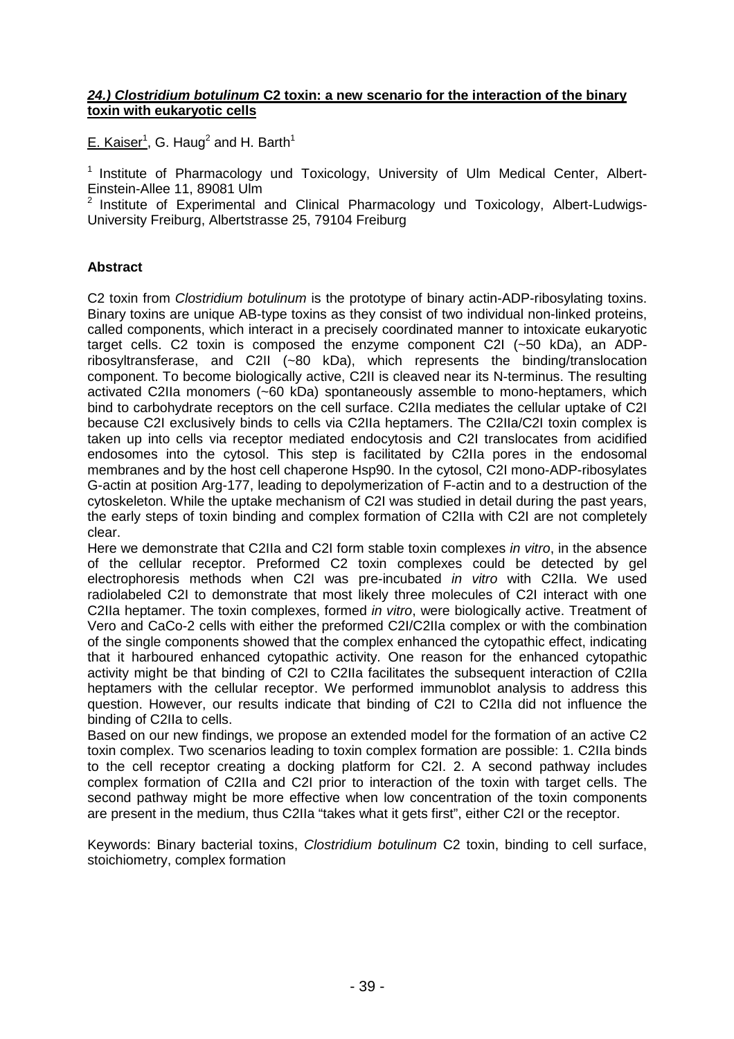## ***24.) Clostridium botulinum* C2 toxin: a new scenario for the interaction of the binary toxin with eukaryotic cells**

E. Kaiser[1], G. Haug[2] and H. Barth[1]

[1] Institute of Pharmacology und Toxicology, University of Ulm Medical Center, Albert-Einstein-Allee 11, 89081 Ulm

[2] Institute of Experimental and Clinical Pharmacology und Toxicology, Albert-Ludwigs-University Freiburg, Albertstrasse 25, 79104 Freiburg

### Abstract

C2 toxin from *Clostridium botulinum* is the prototype of binary actin-ADP-ribosylating toxins. Binary toxins are unique AB-type toxins as they consist of two individual non-linked proteins, called components, which interact in a precisely coordinated manner to intoxicate eukaryotic target cells. C2 toxin is composed the enzyme component C2I (~50 kDa), an ADP-ribosyltransferase, and C2II (~80 kDa), which represents the binding/translocation component. To become biologically active, C2II is cleaved near its N-terminus. The resulting activated C2IIa monomers (~60 kDa) spontaneously assemble to mono-heptamers, which bind to carbohydrate receptors on the cell surface. C2IIa mediates the cellular uptake of C2I because C2I exclusively binds to cells via C2IIa heptamers. The C2IIa/C2I toxin complex is taken up into cells via receptor mediated endocytosis and C2I translocates from acidified endosomes into the cytosol. This step is facilitated by C2IIa pores in the endosomal membranes and by the host cell chaperone Hsp90. In the cytosol, C2I mono-ADP-ribosylates G-actin at position Arg-177, leading to depolymerization of F-actin and to a destruction of the cytoskeleton. While the uptake mechanism of C2I was studied in detail during the past years, the early steps of toxin binding and complex formation of C2IIa with C2I are not completely clear.

Here we demonstrate that C2IIa and C2I form stable toxin complexes *in vitro*, in the absence of the cellular receptor. Preformed C2 toxin complexes could be detected by gel electrophoresis methods when C2I was pre-incubated *in vitro* with C2IIa. We used radiolabeled C2I to demonstrate that most likely three molecules of C2I interact with one C2IIa heptamer. The toxin complexes, formed *in vitro*, were biologically active. Treatment of Vero and CaCo-2 cells with either the preformed C2I/C2IIa complex or with the combination of the single components showed that the complex enhanced the cytopathic effect, indicating that it harboured enhanced cytopathic activity. One reason for the enhanced cytopathic activity might be that binding of C2I to C2IIa facilitates the subsequent interaction of C2IIa heptamers with the cellular receptor. We performed immunoblot analysis to address this question. However, our results indicate that binding of C2I to C2IIa did not influence the binding of C2IIa to cells.

Based on our new findings, we propose an extended model for the formation of an active C2 toxin complex. Two scenarios leading to toxin complex formation are possible: 1. C2IIa binds to the cell receptor creating a docking platform for C2I. 2. A second pathway includes complex formation of C2IIa and C2I prior to interaction of the toxin with target cells. The second pathway might be more effective when low concentration of the toxin components are present in the medium, thus C2IIa "takes what it gets first", either C2I or the receptor.

Keywords: Binary bacterial toxins, *Clostridium botulinum* C2 toxin, binding to cell surface, stoichiometry, complex formation